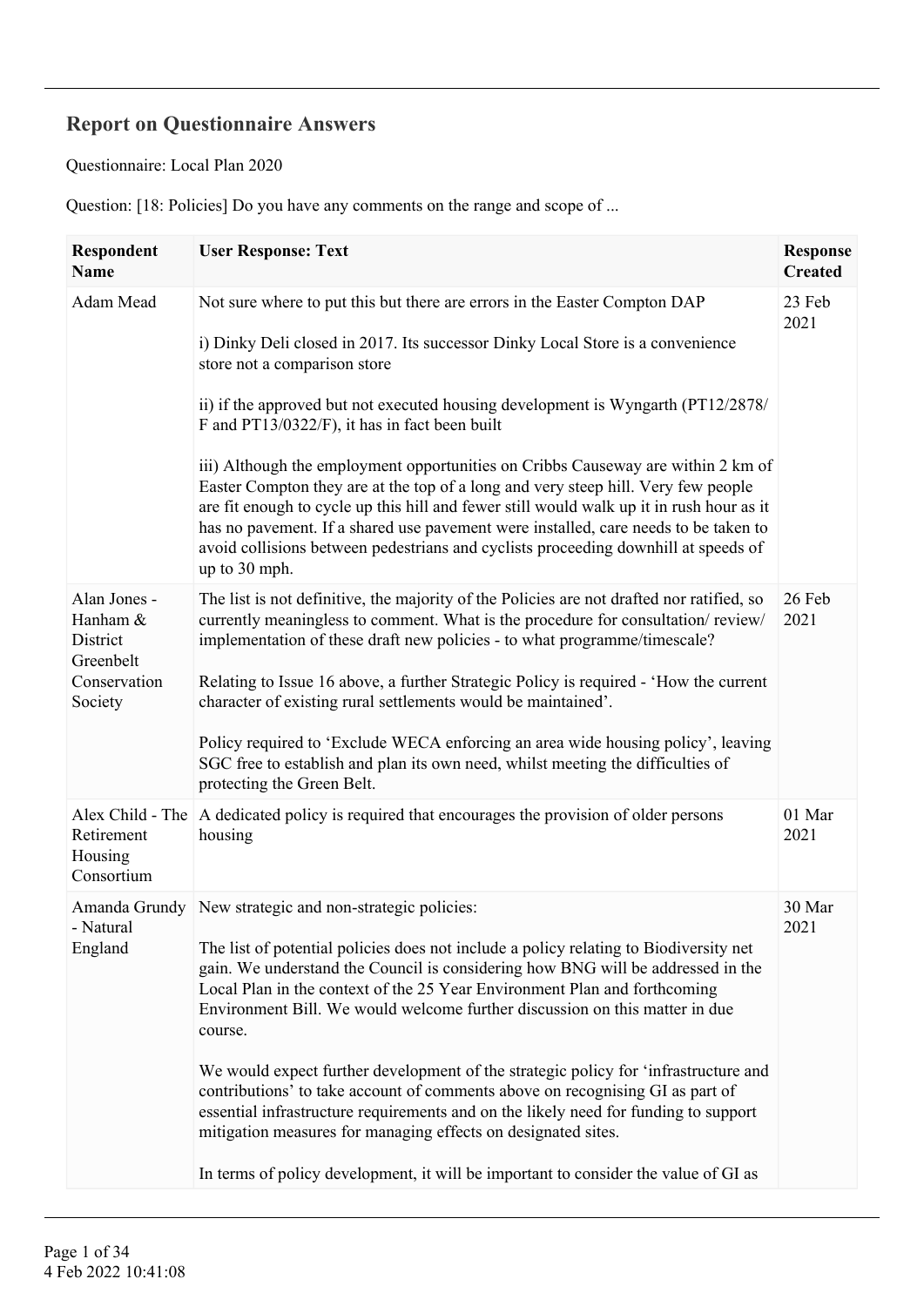## Report on Questionnaire Answers

Questionnaire: Local Plan 2020

Question: [18: Policies] Do you have any comments on the range and scope of ...

| Respondent Name | User Response: Text | Response Created |
|---|---|---|
| Adam Mead | Not sure where to put this but there are errors in the Easter Compton DAP<br><br>i) Dinky Deli closed in 2017. Its successor Dinky Local Store is a convenience store not a comparison store<br><br>ii) if the approved but not executed housing development is Wyngarth (PT12/2878/F and PT13/0322/F), it has in fact been built<br><br>iii) Although the employment opportunities on Cribbs Causeway are within 2 km of Easter Compton they are at the top of a long and very steep hill. Very few people are fit enough to cycle up this hill and fewer still would walk up it in rush hour as it has no pavement. If a shared use pavement were installed, care needs to be taken to avoid collisions between pedestrians and cyclists proceeding downhill at speeds of up to 30 mph. | 23 Feb 2021 |
| Alan Jones - Hanham & District Greenbelt Conservation Society | The list is not definitive, the majority of the Policies are not drafted nor ratified, so currently meaningless to comment. What is the procedure for consultation/ review/ implementation of these draft new policies - to what programme/timescale?<br><br>Relating to Issue 16 above, a further Strategic Policy is required - 'How the current character of existing rural settlements would be maintained'.<br><br>Policy required to 'Exclude WECA enforcing an area wide housing policy', leaving SGC free to establish and plan its own need, whilst meeting the difficulties of protecting the Green Belt. | 26 Feb 2021 |
| Alex Child - The Retirement Housing Consortium | A dedicated policy is required that encourages the provision of older persons housing | 01 Mar 2021 |
| Amanda Grundy - Natural England | New strategic and non-strategic policies:<br><br>The list of potential policies does not include a policy relating to Biodiversity net gain. We understand the Council is considering how BNG will be addressed in the Local Plan in the context of the 25 Year Environment Plan and forthcoming Environment Bill. We would welcome further discussion on this matter in due course.<br><br>We would expect further development of the strategic policy for 'infrastructure and contributions' to take account of comments above on recognising GI as part of essential infrastructure requirements and on the likely need for funding to support mitigation measures for managing effects on designated sites.<br><br>In terms of policy development, it will be important to consider the value of GI as | 30 Mar 2021 |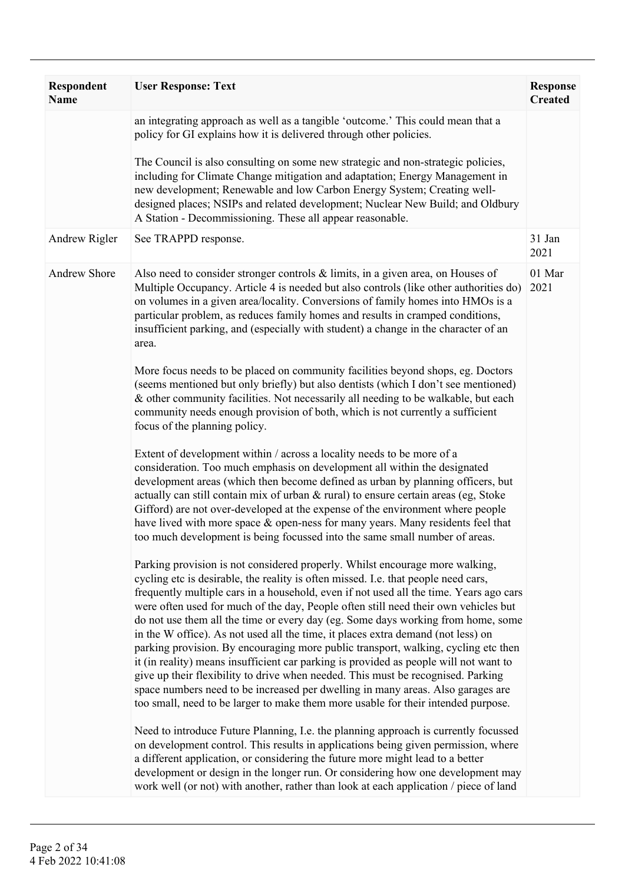| Respondent Name | User Response: Text | Response Created |
|---|---|---|
| | an integrating approach as well as a tangible 'outcome.' This could mean that a policy for GI explains how it is delivered through other policies.<br><br>The Council is also consulting on some new strategic and non-strategic policies, including for Climate Change mitigation and adaptation; Energy Management in new development; Renewable and low Carbon Energy System; Creating well-designed places; NSIPs and related development; Nuclear New Build; and Oldbury A Station - Decommissioning. These all appear reasonable. | |
| Andrew Rigler | See TRAPPD response. | 31 Jan 2021 |
| Andrew Shore | Also need to consider stronger controls & limits, in a given area, on Houses of Multiple Occupancy. Article 4 is needed but also controls (like other authorities do) on volumes in a given area/locality. Conversions of family homes into HMOs is a particular problem, as reduces family homes and results in cramped conditions, insufficient parking, and (especially with student) a change in the character of an area.<br><br>More focus needs to be placed on community facilities beyond shops, eg. Doctors (seems mentioned but only briefly) but also dentists (which I don't see mentioned) & other community facilities. Not necessarily all needing to be walkable, but each community needs enough provision of both, which is not currently a sufficient focus of the planning policy.<br><br>Extent of development within / across a locality needs to be more of a consideration. Too much emphasis on development all within the designated development areas (which then become defined as urban by planning officers, but actually can still contain mix of urban & rural) to ensure certain areas (eg, Stoke Gifford) are not over-developed at the expense of the environment where people have lived with more space & open-ness for many years. Many residents feel that too much development is being focussed into the same small number of areas.<br><br>Parking provision is not considered properly. Whilst encourage more walking, cycling etc is desirable, the reality is often missed. I.e. that people need cars, frequently multiple cars in a household, even if not used all the time. Years ago cars were often used for much of the day, People often still need their own vehicles but do not use them all the time or every day (eg. Some days working from home, some in the W office). As not used all the time, it places extra demand (not less) on parking provision. By encouraging more public transport, walking, cycling etc then it (in reality) means insufficient car parking is provided as people will not want to give up their flexibility to drive when needed. This must be recognised. Parking space numbers need to be increased per dwelling in many areas. Also garages are too small, need to be larger to make them more usable for their intended purpose.<br><br>Need to introduce Future Planning, I.e. the planning approach is currently focussed on development control. This results in applications being given permission, where a different application, or considering the future more might lead to a better development or design in the longer run. Or considering how one development may work well (or not) with another, rather than look at each application / piece of land | 01 Mar 2021 |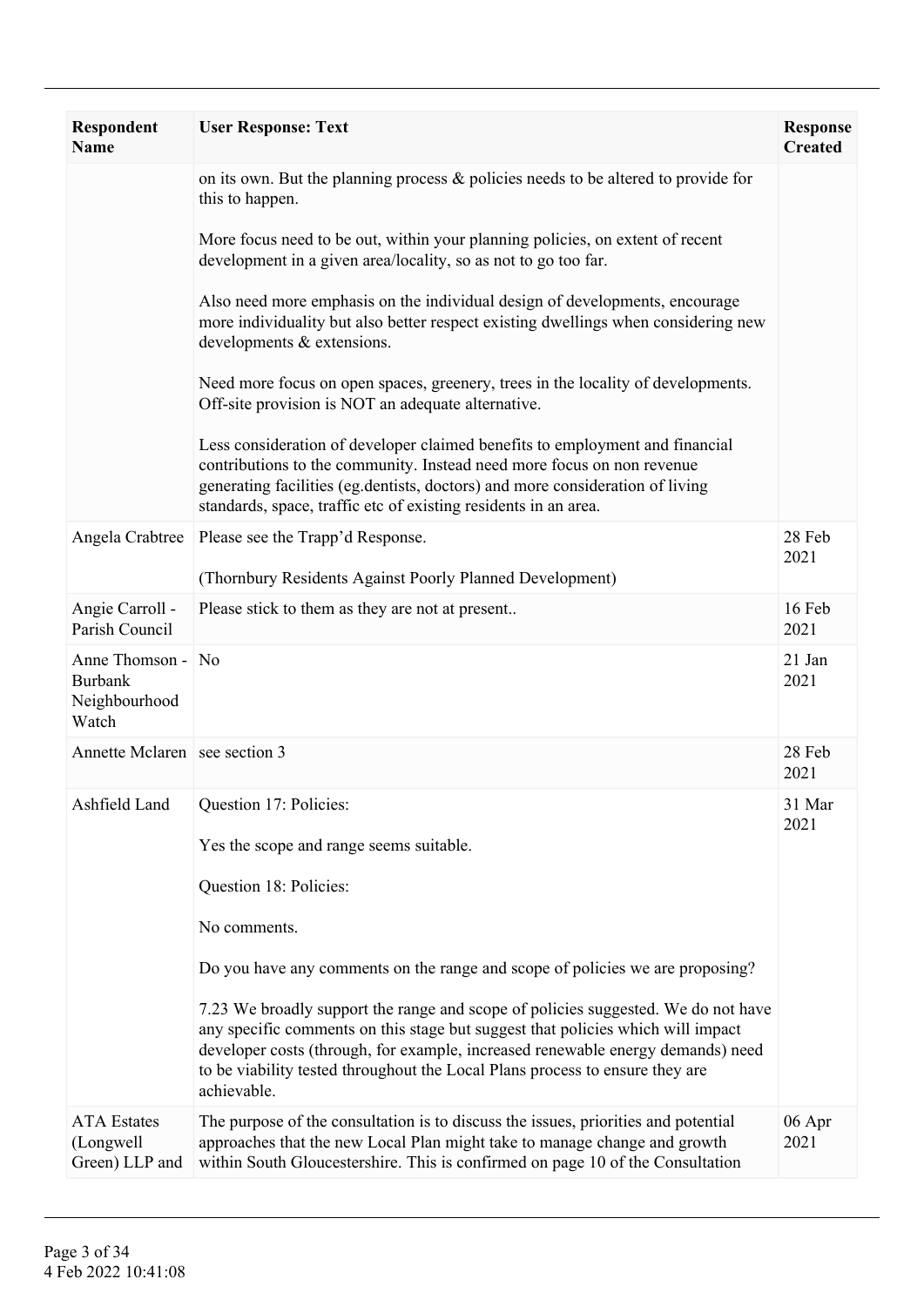| Respondent Name | User Response: Text | Response Created |
|---|---|---|
| | on its own. But the planning process & policies needs to be altered to provide for this to happen.<br><br>More focus need to be out, within your planning policies, on extent of recent development in a given area/locality, so as not to go too far.<br><br>Also need more emphasis on the individual design of developments, encourage more individuality but also better respect existing dwellings when considering new developments & extensions.<br><br>Need more focus on open spaces, greenery, trees in the locality of developments. Off-site provision is NOT an adequate alternative.<br><br>Less consideration of developer claimed benefits to employment and financial contributions to the community. Instead need more focus on non revenue generating facilities (eg.dentists, doctors) and more consideration of living standards, space, traffic etc of existing residents in an area. | |
| Angela Crabtree | Please see the Trapp'd Response.<br><br>(Thornbury Residents Against Poorly Planned Development) | 28 Feb 2021 |
| Angie Carroll - Parish Council | Please stick to them as they are not at present.. | 16 Feb 2021 |
| Anne Thomson - Burbank Neighbourhood Watch | No | 21 Jan 2021 |
| Annette Mclaren | see section 3 | 28 Feb 2021 |
| Ashfield Land | Question 17: Policies:<br><br>Yes the scope and range seems suitable.<br><br>Question 18: Policies:<br><br>No comments.<br><br>Do you have any comments on the range and scope of policies we are proposing?<br><br>7.23 We broadly support the range and scope of policies suggested. We do not have any specific comments on this stage but suggest that policies which will impact developer costs (through, for example, increased renewable energy demands) need to be viability tested throughout the Local Plans process to ensure they are achievable. | 31 Mar 2021 |
| ATA Estates (Longwell Green) LLP and | The purpose of the consultation is to discuss the issues, priorities and potential approaches that the new Local Plan might take to manage change and growth within South Gloucestershire. This is confirmed on page 10 of the Consultation | 06 Apr 2021 |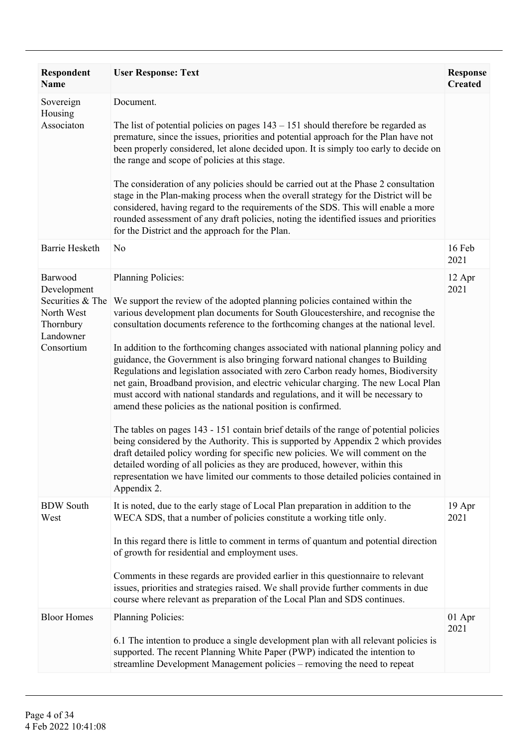| Respondent Name | User Response: Text | Response Created |
|---|---|---|
| Sovereign Housing Associaton | Document.<br><br>The list of potential policies on pages 143 – 151 should therefore be regarded as premature, since the issues, priorities and potential approach for the Plan have not been properly considered, let alone decided upon. It is simply too early to decide on the range and scope of policies at this stage.<br><br>The consideration of any policies should be carried out at the Phase 2 consultation stage in the Plan-making process when the overall strategy for the District will be considered, having regard to the requirements of the SDS. This will enable a more rounded assessment of any draft policies, noting the identified issues and priorities for the District and the approach for the Plan. | |
| Barrie Hesketh | No | 16 Feb 2021 |
| Barwood Development Securities & The North West Thornbury Landowner Consortium | Planning Policies:<br><br>We support the review of the adopted planning policies contained within the various development plan documents for South Gloucestershire, and recognise the consultation documents reference to the forthcoming changes at the national level.<br><br>In addition to the forthcoming changes associated with national planning policy and guidance, the Government is also bringing forward national changes to Building Regulations and legislation associated with zero Carbon ready homes, Biodiversity net gain, Broadband provision, and electric vehicular charging. The new Local Plan must accord with national standards and regulations, and it will be necessary to amend these policies as the national position is confirmed.<br><br>The tables on pages 143 - 151 contain brief details of the range of potential policies being considered by the Authority. This is supported by Appendix 2 which provides draft detailed policy wording for specific new policies. We will comment on the detailed wording of all policies as they are produced, however, within this representation we have limited our comments to those detailed policies contained in Appendix 2. | 12 Apr 2021 |
| BDW South West | It is noted, due to the early stage of Local Plan preparation in addition to the WECA SDS, that a number of policies constitute a working title only.<br><br>In this regard there is little to comment in terms of quantum and potential direction of growth for residential and employment uses.<br><br>Comments in these regards are provided earlier in this questionnaire to relevant issues, priorities and strategies raised. We shall provide further comments in due course where relevant as preparation of the Local Plan and SDS continues. | 19 Apr 2021 |
| Bloor Homes | Planning Policies:<br><br>6.1 The intention to produce a single development plan with all relevant policies is supported. The recent Planning White Paper (PWP) indicated the intention to streamline Development Management policies – removing the need to repeat | 01 Apr 2021 |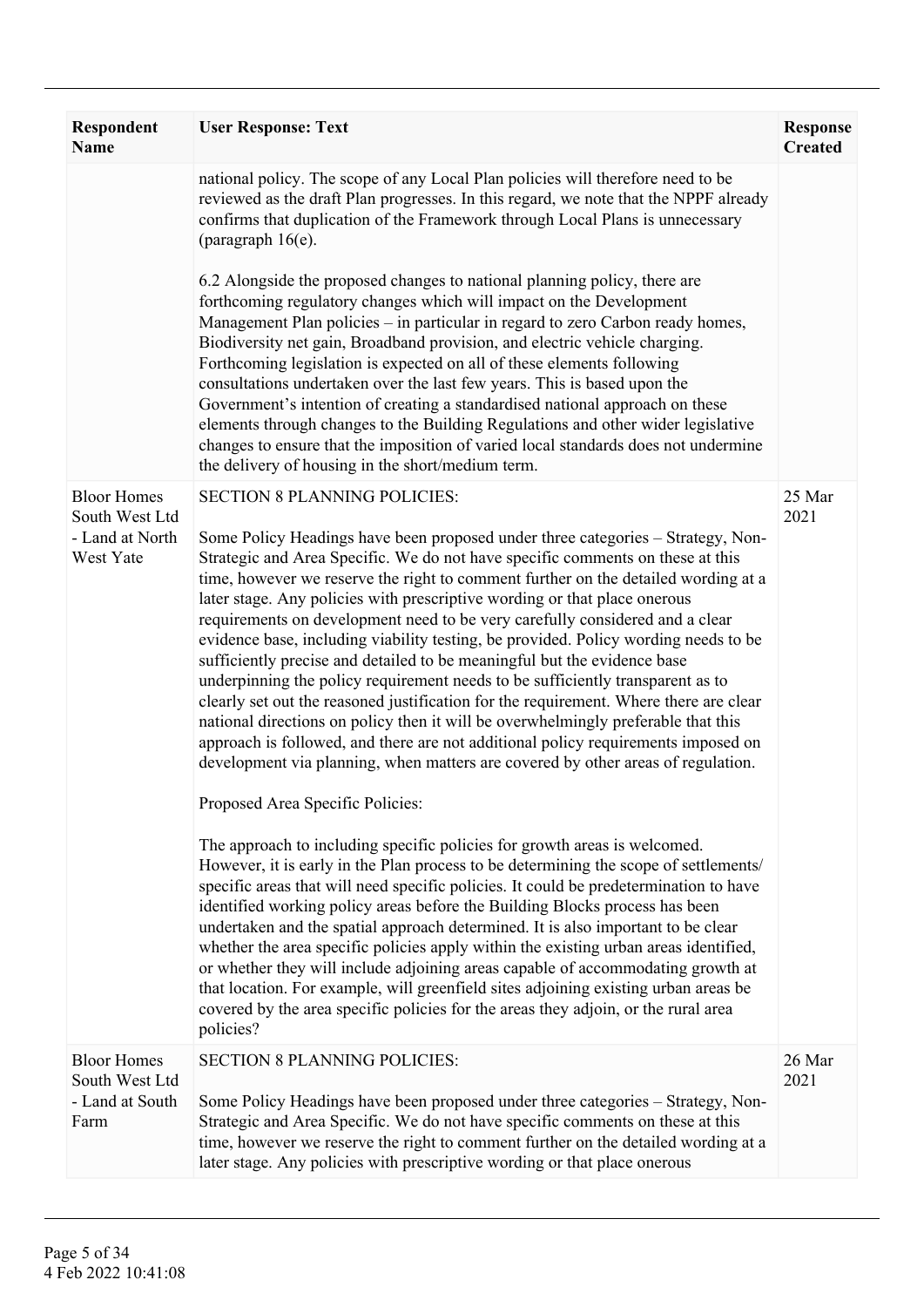| Respondent Name | User Response: Text | Response Created |
|---|---|---|
| | national policy. The scope of any Local Plan policies will therefore need to be reviewed as the draft Plan progresses. In this regard, we note that the NPPF already confirms that duplication of the Framework through Local Plans is unnecessary (paragraph 16(e).<br><br>6.2 Alongside the proposed changes to national planning policy, there are forthcoming regulatory changes which will impact on the Development Management Plan policies – in particular in regard to zero Carbon ready homes, Biodiversity net gain, Broadband provision, and electric vehicle charging. Forthcoming legislation is expected on all of these elements following consultations undertaken over the last few years. This is based upon the Government's intention of creating a standardised national approach on these elements through changes to the Building Regulations and other wider legislative changes to ensure that the imposition of varied local standards does not undermine the delivery of housing in the short/medium term. | |
| Bloor Homes South West Ltd - Land at North West Yate | SECTION 8 PLANNING POLICIES:<br><br>Some Policy Headings have been proposed under three categories – Strategy, Non-Strategic and Area Specific. We do not have specific comments on these at this time, however we reserve the right to comment further on the detailed wording at a later stage. Any policies with prescriptive wording or that place onerous requirements on development need to be very carefully considered and a clear evidence base, including viability testing, be provided. Policy wording needs to be sufficiently precise and detailed to be meaningful but the evidence base underpinning the policy requirement needs to be sufficiently transparent as to clearly set out the reasoned justification for the requirement. Where there are clear national directions on policy then it will be overwhelmingly preferable that this approach is followed, and there are not additional policy requirements imposed on development via planning, when matters are covered by other areas of regulation.<br><br>Proposed Area Specific Policies:<br><br>The approach to including specific policies for growth areas is welcomed. However, it is early in the Plan process to be determining the scope of settlements/ specific areas that will need specific policies. It could be predetermination to have identified working policy areas before the Building Blocks process has been undertaken and the spatial approach determined. It is also important to be clear whether the area specific policies apply within the existing urban areas identified, or whether they will include adjoining areas capable of accommodating growth at that location. For example, will greenfield sites adjoining existing urban areas be covered by the area specific policies for the areas they adjoin, or the rural area policies? | 25 Mar 2021 |
| Bloor Homes South West Ltd - Land at South Farm | SECTION 8 PLANNING POLICIES:<br><br>Some Policy Headings have been proposed under three categories – Strategy, Non-Strategic and Area Specific. We do not have specific comments on these at this time, however we reserve the right to comment further on the detailed wording at a later stage. Any policies with prescriptive wording or that place onerous | 26 Mar 2021 |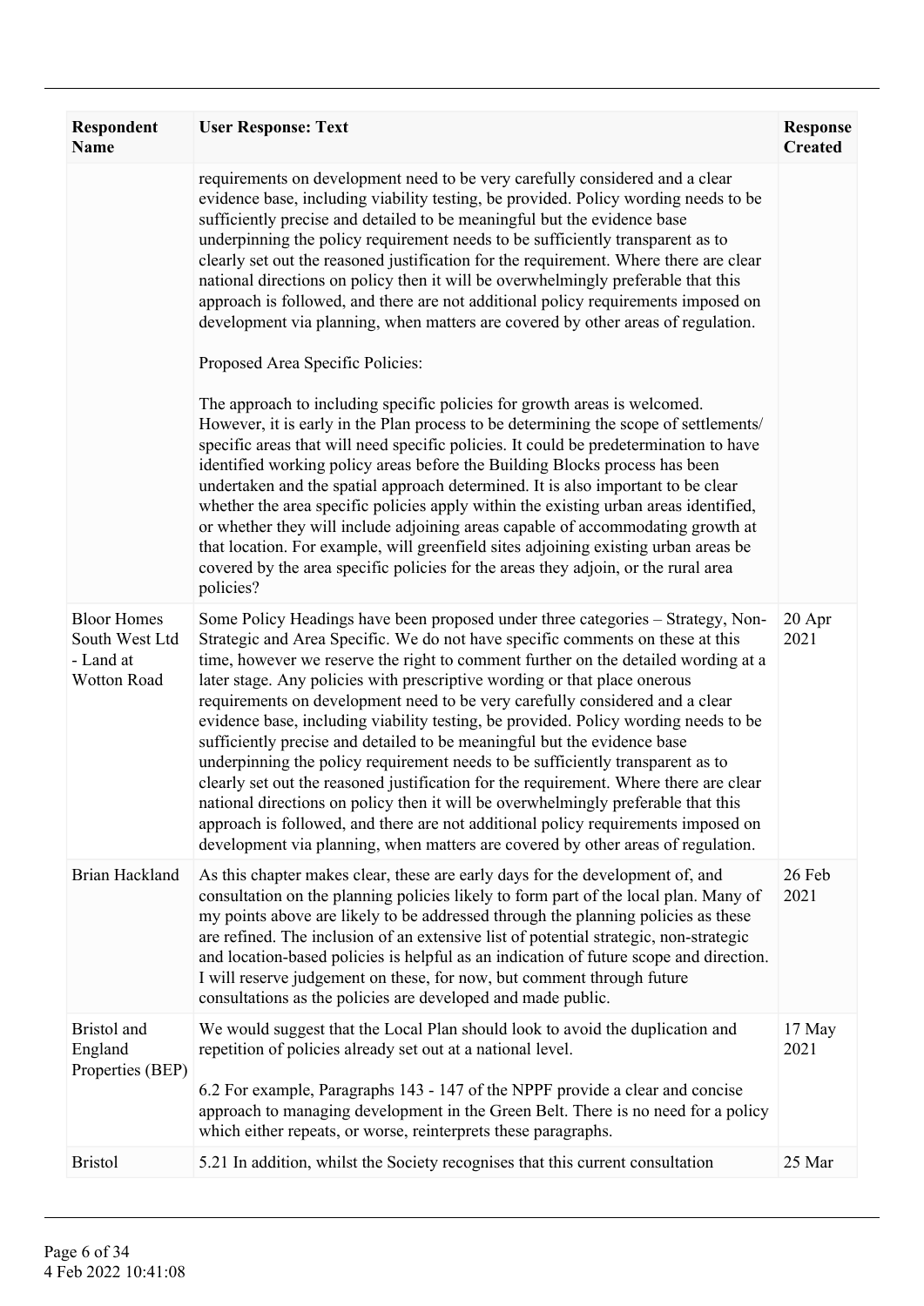| Respondent Name | User Response: Text | Response Created |
|---|---|---|
| | requirements on development need to be very carefully considered and a clear evidence base, including viability testing, be provided. Policy wording needs to be sufficiently precise and detailed to be meaningful but the evidence base underpinning the policy requirement needs to be sufficiently transparent as to clearly set out the reasoned justification for the requirement. Where there are clear national directions on policy then it will be overwhelmingly preferable that this approach is followed, and there are not additional policy requirements imposed on development via planning, when matters are covered by other areas of regulation.<br><br>Proposed Area Specific Policies:<br><br>The approach to including specific policies for growth areas is welcomed. However, it is early in the Plan process to be determining the scope of settlements/ specific areas that will need specific policies. It could be predetermination to have identified working policy areas before the Building Blocks process has been undertaken and the spatial approach determined. It is also important to be clear whether the area specific policies apply within the existing urban areas identified, or whether they will include adjoining areas capable of accommodating growth at that location. For example, will greenfield sites adjoining existing urban areas be covered by the area specific policies for the areas they adjoin, or the rural area policies? | |
| Bloor Homes South West Ltd - Land at Wotton Road | Some Policy Headings have been proposed under three categories – Strategy, Non-Strategic and Area Specific. We do not have specific comments on these at this time, however we reserve the right to comment further on the detailed wording at a later stage. Any policies with prescriptive wording or that place onerous requirements on development need to be very carefully considered and a clear evidence base, including viability testing, be provided. Policy wording needs to be sufficiently precise and detailed to be meaningful but the evidence base underpinning the policy requirement needs to be sufficiently transparent as to clearly set out the reasoned justification for the requirement. Where there are clear national directions on policy then it will be overwhelmingly preferable that this approach is followed, and there are not additional policy requirements imposed on development via planning, when matters are covered by other areas of regulation. | 20 Apr 2021 |
| Brian Hackland | As this chapter makes clear, these are early days for the development of, and consultation on the planning policies likely to form part of the local plan. Many of my points above are likely to be addressed through the planning policies as these are refined. The inclusion of an extensive list of potential strategic, non-strategic and location-based policies is helpful as an indication of future scope and direction. I will reserve judgement on these, for now, but comment through future consultations as the policies are developed and made public. | 26 Feb 2021 |
| Bristol and England Properties (BEP) | We would suggest that the Local Plan should look to avoid the duplication and repetition of policies already set out at a national level.<br><br>6.2 For example, Paragraphs 143 - 147 of the NPPF provide a clear and concise approach to managing development in the Green Belt. There is no need for a policy which either repeats, or worse, reinterprets these paragraphs. | 17 May 2021 |
| Bristol | 5.21 In addition, whilst the Society recognises that this current consultation | 25 Mar |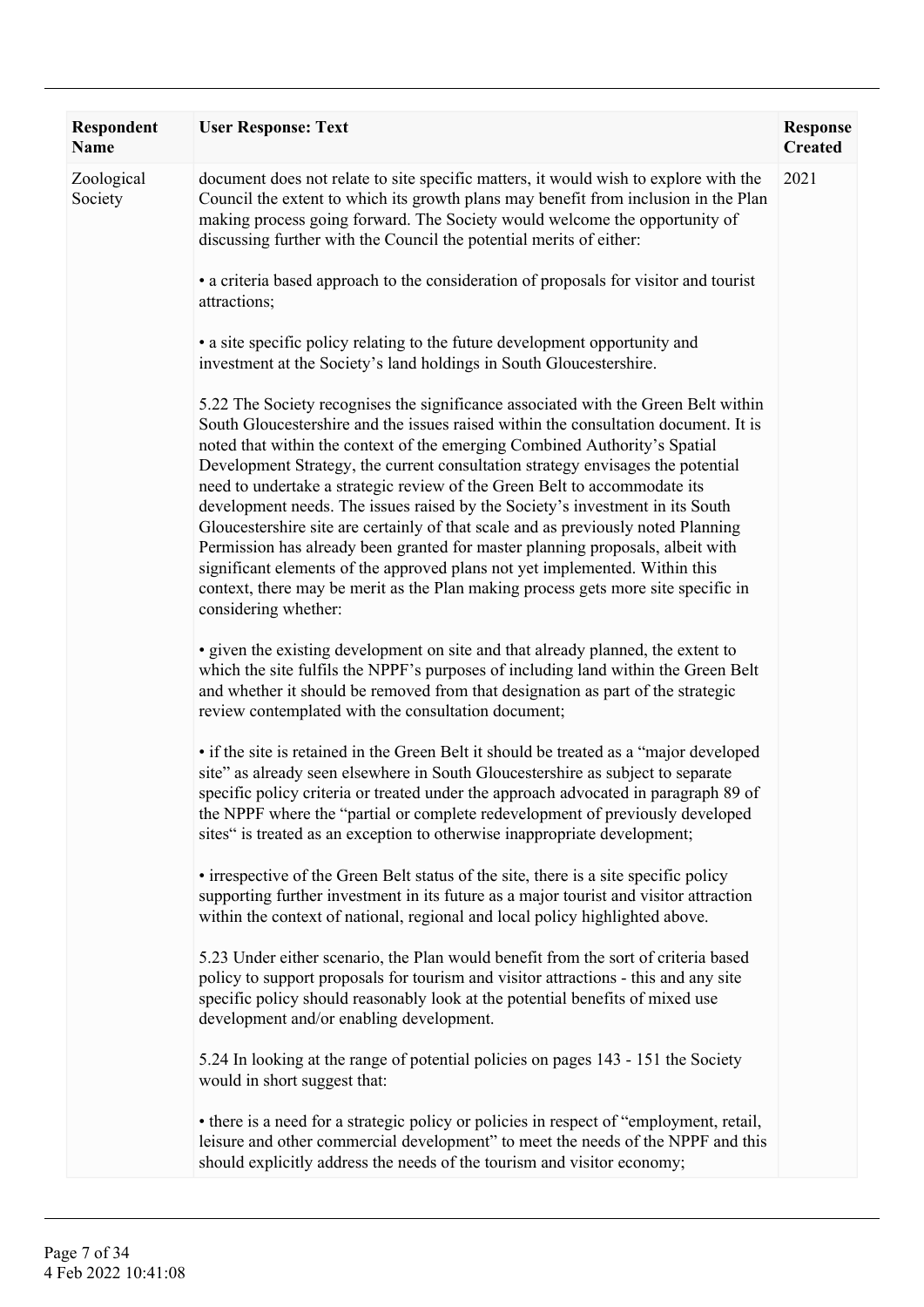| Respondent Name | User Response: Text | Response Created |
|---|---|---|
| Zoological Society | document does not relate to site specific matters, it would wish to explore with the Council the extent to which its growth plans may benefit from inclusion in the Plan making process going forward. The Society would welcome the opportunity of discussing further with the Council the potential merits of either:<br><br>• a criteria based approach to the consideration of proposals for visitor and tourist attractions;<br><br>• a site specific policy relating to the future development opportunity and investment at the Society's land holdings in South Gloucestershire.<br><br>5.22 The Society recognises the significance associated with the Green Belt within South Gloucestershire and the issues raised within the consultation document. It is noted that within the context of the emerging Combined Authority's Spatial Development Strategy, the current consultation strategy envisages the potential need to undertake a strategic review of the Green Belt to accommodate its development needs. The issues raised by the Society's investment in its South Gloucestershire site are certainly of that scale and as previously noted Planning Permission has already been granted for master planning proposals, albeit with significant elements of the approved plans not yet implemented. Within this context, there may be merit as the Plan making process gets more site specific in considering whether:<br><br>• given the existing development on site and that already planned, the extent to which the site fulfils the NPPF's purposes of including land within the Green Belt and whether it should be removed from that designation as part of the strategic review contemplated with the consultation document;<br><br>• if the site is retained in the Green Belt it should be treated as a "major developed site" as already seen elsewhere in South Gloucestershire as subject to separate specific policy criteria or treated under the approach advocated in paragraph 89 of the NPPF where the "partial or complete redevelopment of previously developed sites" is treated as an exception to otherwise inappropriate development;<br><br>• irrespective of the Green Belt status of the site, there is a site specific policy supporting further investment in its future as a major tourist and visitor attraction within the context of national, regional and local policy highlighted above.<br><br>5.23 Under either scenario, the Plan would benefit from the sort of criteria based policy to support proposals for tourism and visitor attractions - this and any site specific policy should reasonably look at the potential benefits of mixed use development and/or enabling development.<br><br>5.24 In looking at the range of potential policies on pages 143 - 151 the Society would in short suggest that:<br><br>• there is a need for a strategic policy or policies in respect of "employment, retail, leisure and other commercial development" to meet the needs of the NPPF and this should explicitly address the needs of the tourism and visitor economy; | 2021 |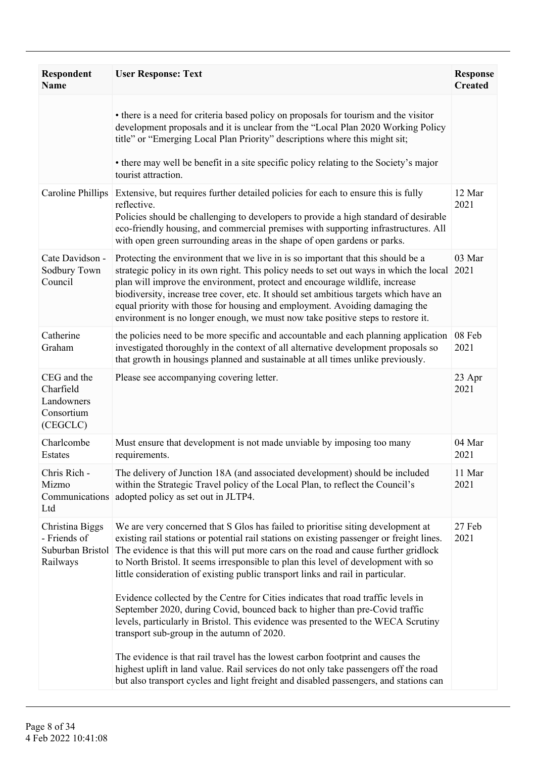| Respondent Name | User Response: Text | Response Created |
|---|---|---|
| | • there is a need for criteria based policy on proposals for tourism and the visitor development proposals and it is unclear from the "Local Plan 2020 Working Policy title" or "Emerging Local Plan Priority" descriptions where this might sit;<br><br>• there may well be benefit in a site specific policy relating to the Society's major tourist attraction. | |
| Caroline Phillips | Extensive, but requires further detailed policies for each to ensure this is fully reflective.<br>Policies should be challenging to developers to provide a high standard of desirable eco-friendly housing, and commercial premises with supporting infrastructures. All with open green surrounding areas in the shape of open gardens or parks. | 12 Mar 2021 |
| Cate Davidson - Sodbury Town Council | Protecting the environment that we live in is so important that this should be a strategic policy in its own right. This policy needs to set out ways in which the local plan will improve the environment, protect and encourage wildlife, increase biodiversity, increase tree cover, etc. It should set ambitious targets which have an equal priority with those for housing and employment. Avoiding damaging the environment is no longer enough, we must now take positive steps to restore it. | 03 Mar 2021 |
| Catherine Graham | the policies need to be more specific and accountable and each planning application investigated thoroughly in the context of all alternative development proposals so that growth in housings planned and sustainable at all times unlike previously. | 08 Feb 2021 |
| CEG and the Charfield Landowners Consortium (CEGCLC) | Please see accompanying covering letter. | 23 Apr 2021 |
| Charlcombe Estates | Must ensure that development is not made unviable by imposing too many requirements. | 04 Mar 2021 |
| Chris Rich - Mizmo Communications Ltd | The delivery of Junction 18A (and associated development) should be included within the Strategic Travel policy of the Local Plan, to reflect the Council's adopted policy as set out in JLTP4. | 11 Mar 2021 |
| Christina Biggs - Friends of Suburban Bristol Railways | We are very concerned that S Glos has failed to prioritise siting development at existing rail stations or potential rail stations on existing passenger or freight lines. The evidence is that this will put more cars on the road and cause further gridlock to North Bristol. It seems irresponsible to plan this level of development with so little consideration of existing public transport links and rail in particular.<br><br>Evidence collected by the Centre for Cities indicates that road traffic levels in September 2020, during Covid, bounced back to higher than pre-Covid traffic levels, particularly in Bristol. This evidence was presented to the WECA Scrutiny transport sub-group in the autumn of 2020.<br><br>The evidence is that rail travel has the lowest carbon footprint and causes the highest uplift in land value. Rail services do not only take passengers off the road but also transport cycles and light freight and disabled passengers, and stations can | 27 Feb 2021 |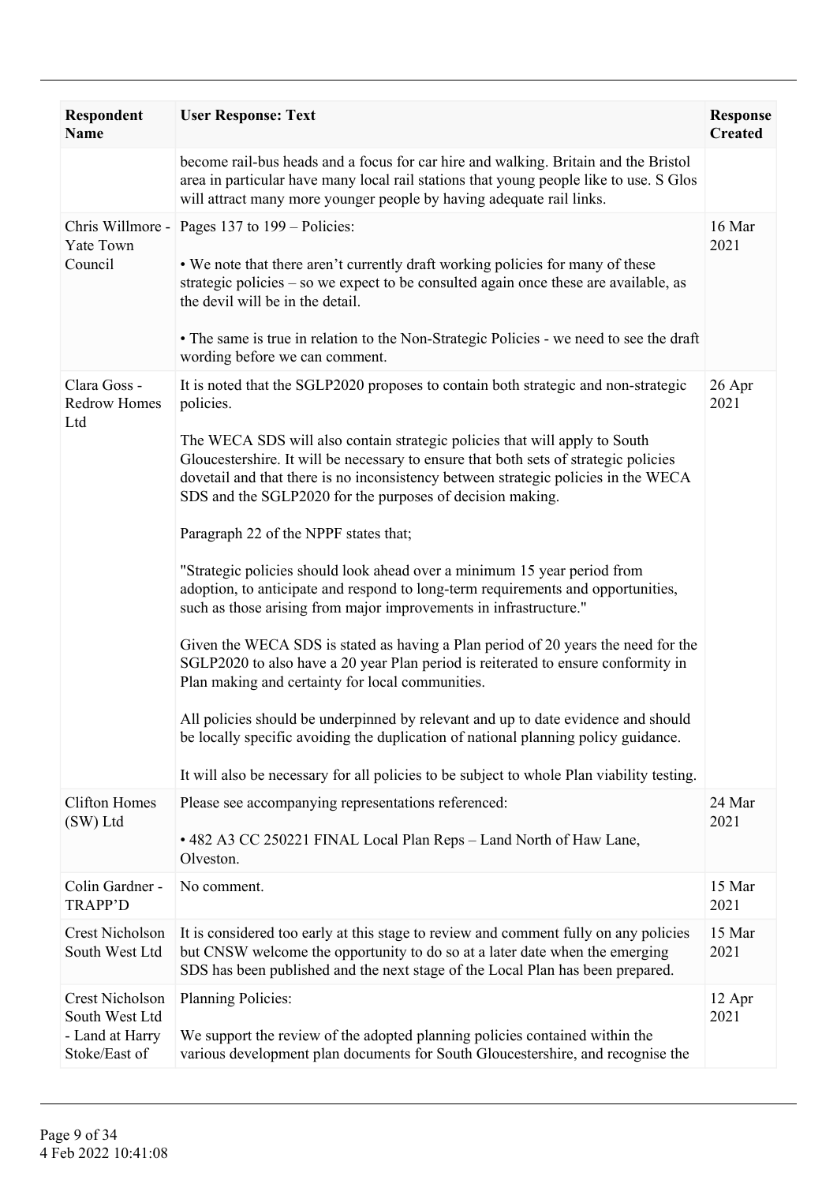| Respondent Name | User Response: Text | Response Created |
|---|---|---|
| | become rail-bus heads and a focus for car hire and walking. Britain and the Bristol area in particular have many local rail stations that young people like to use. S Glos will attract many more younger people by having adequate rail links. | |
| Chris Willmore - Yate Town Council | Pages 137 to 199 – Policies:<br><br>• We note that there aren't currently draft working policies for many of these strategic policies – so we expect to be consulted again once these are available, as the devil will be in the detail.<br><br>• The same is true in relation to the Non-Strategic Policies - we need to see the draft wording before we can comment. | 16 Mar 2021 |
| Clara Goss - Redrow Homes Ltd | It is noted that the SGLP2020 proposes to contain both strategic and non-strategic policies.<br><br>The WECA SDS will also contain strategic policies that will apply to South Gloucestershire. It will be necessary to ensure that both sets of strategic policies dovetail and that there is no inconsistency between strategic policies in the WECA SDS and the SGLP2020 for the purposes of decision making.<br><br>Paragraph 22 of the NPPF states that;<br><br>"Strategic policies should look ahead over a minimum 15 year period from adoption, to anticipate and respond to long-term requirements and opportunities, such as those arising from major improvements in infrastructure."<br><br>Given the WECA SDS is stated as having a Plan period of 20 years the need for the SGLP2020 to also have a 20 year Plan period is reiterated to ensure conformity in Plan making and certainty for local communities.<br><br>All policies should be underpinned by relevant and up to date evidence and should be locally specific avoiding the duplication of national planning policy guidance.<br><br>It will also be necessary for all policies to be subject to whole Plan viability testing. | 26 Apr 2021 |
| Clifton Homes (SW) Ltd | Please see accompanying representations referenced:<br><br>• 482 A3 CC 250221 FINAL Local Plan Reps – Land North of Haw Lane, Olveston. | 24 Mar 2021 |
| Colin Gardner - TRAPP'D | No comment. | 15 Mar 2021 |
| Crest Nicholson South West Ltd | It is considered too early at this stage to review and comment fully on any policies but CNSW welcome the opportunity to do so at a later date when the emerging SDS has been published and the next stage of the Local Plan has been prepared. | 15 Mar 2021 |
| Crest Nicholson South West Ltd - Land at Harry Stoke/East of | Planning Policies:<br><br>We support the review of the adopted planning policies contained within the various development plan documents for South Gloucestershire, and recognise the | 12 Apr 2021 |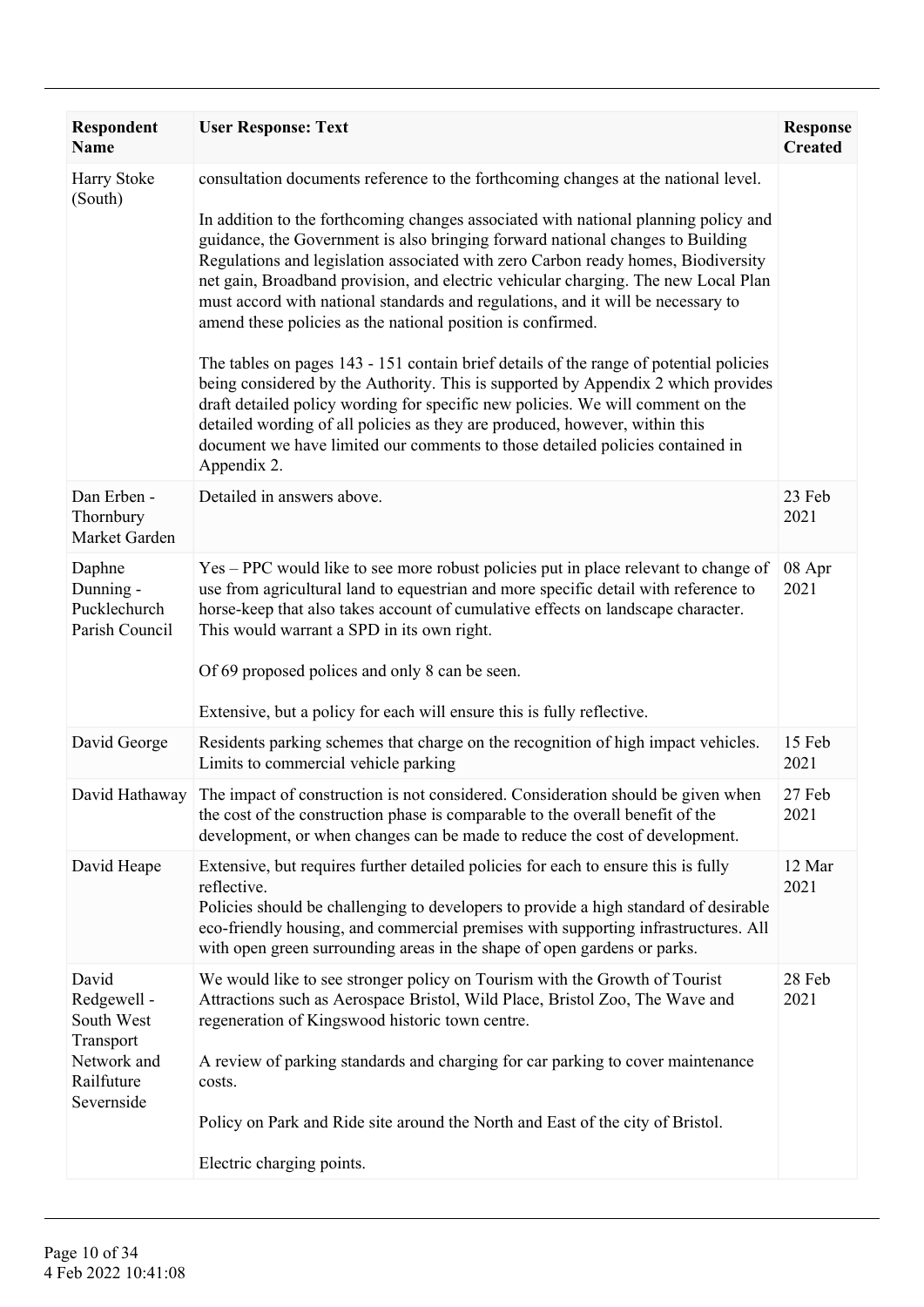| Respondent Name | User Response: Text | Response Created |
|---|---|---|
| Harry Stoke (South) | consultation documents reference to the forthcoming changes at the national level.<br><br>In addition to the forthcoming changes associated with national planning policy and guidance, the Government is also bringing forward national changes to Building Regulations and legislation associated with zero Carbon ready homes, Biodiversity net gain, Broadband provision, and electric vehicular charging. The new Local Plan must accord with national standards and regulations, and it will be necessary to amend these policies as the national position is confirmed.<br><br>The tables on pages 143 - 151 contain brief details of the range of potential policies being considered by the Authority. This is supported by Appendix 2 which provides draft detailed policy wording for specific new policies. We will comment on the detailed wording of all policies as they are produced, however, within this document we have limited our comments to those detailed policies contained in Appendix 2. | |
| Dan Erben - Thornbury Market Garden | Detailed in answers above. | 23 Feb 2021 |
| Daphne Dunning - Pucklechurch Parish Council | Yes – PPC would like to see more robust policies put in place relevant to change of use from agricultural land to equestrian and more specific detail with reference to horse-keep that also takes account of cumulative effects on landscape character. This would warrant a SPD in its own right.<br><br>Of 69 proposed polices and only 8 can be seen.<br><br>Extensive, but a policy for each will ensure this is fully reflective. | 08 Apr 2021 |
| David George | Residents parking schemes that charge on the recognition of high impact vehicles. Limits to commercial vehicle parking | 15 Feb 2021 |
| David Hathaway | The impact of construction is not considered. Consideration should be given when the cost of the construction phase is comparable to the overall benefit of the development, or when changes can be made to reduce the cost of development. | 27 Feb 2021 |
| David Heape | Extensive, but requires further detailed policies for each to ensure this is fully reflective.<br>Policies should be challenging to developers to provide a high standard of desirable eco-friendly housing, and commercial premises with supporting infrastructures. All with open green surrounding areas in the shape of open gardens or parks. | 12 Mar 2021 |
| David Redgewell - South West Transport Network and Railfuture Severnside | We would like to see stronger policy on Tourism with the Growth of Tourist Attractions such as Aerospace Bristol, Wild Place, Bristol Zoo, The Wave and regeneration of Kingswood historic town centre.<br><br>A review of parking standards and charging for car parking to cover maintenance costs.<br><br>Policy on Park and Ride site around the North and East of the city of Bristol.<br><br>Electric charging points. | 28 Feb 2021 |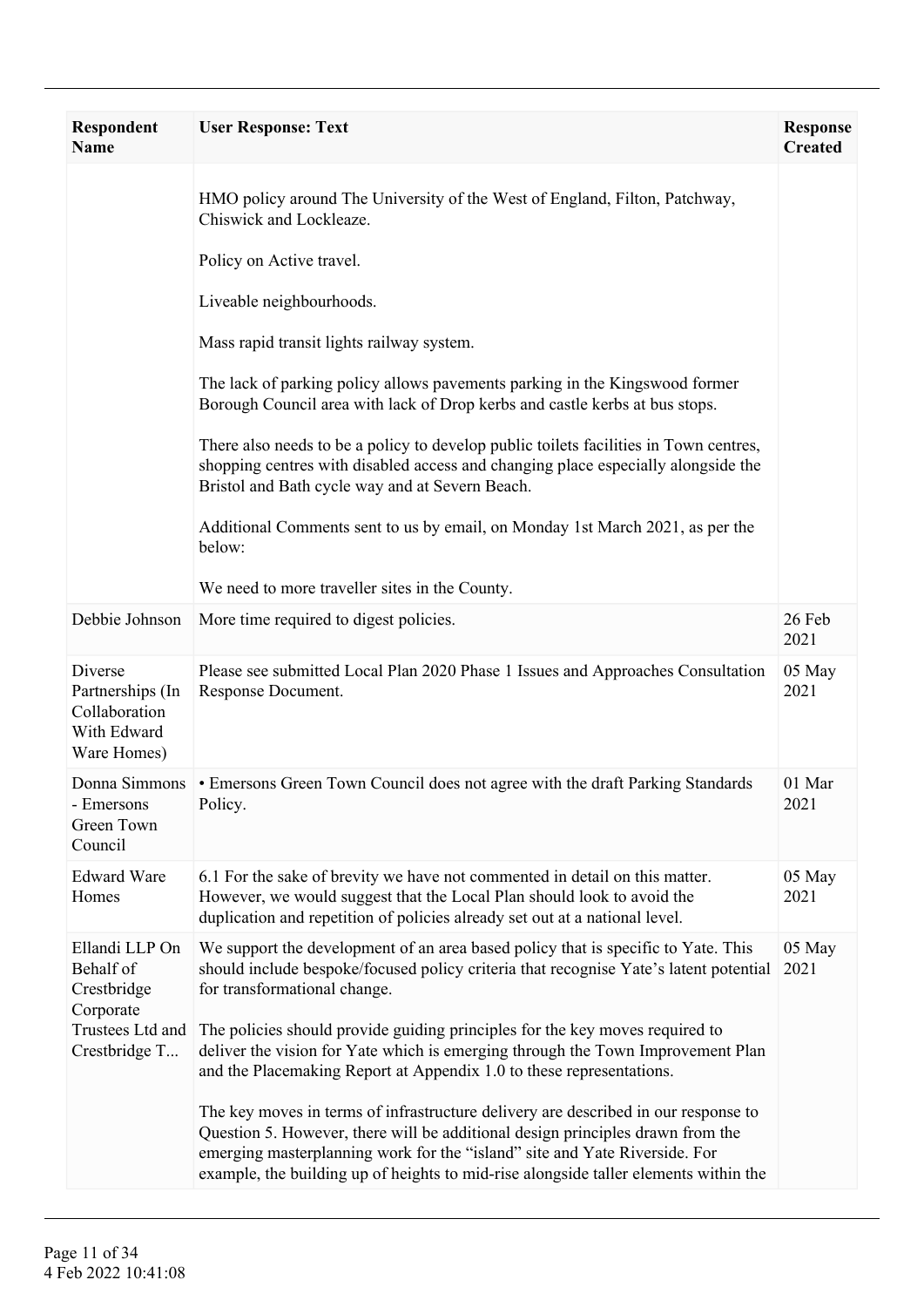| Respondent Name | User Response: Text | Response Created |
|---|---|---|
| | HMO policy around The University of the West of England, Filton, Patchway, Chiswick and Lockleaze.<br><br>Policy on Active travel.<br><br>Liveable neighbourhoods.<br><br>Mass rapid transit lights railway system.<br><br>The lack of parking policy allows pavements parking in the Kingswood former Borough Council area with lack of Drop kerbs and castle kerbs at bus stops.<br><br>There also needs to be a policy to develop public toilets facilities in Town centres, shopping centres with disabled access and changing place especially alongside the Bristol and Bath cycle way and at Severn Beach.<br><br>Additional Comments sent to us by email, on Monday 1st March 2021, as per the below:<br><br>We need to more traveller sites in the County. | |
| Debbie Johnson | More time required to digest policies. | 26 Feb 2021 |
| Diverse Partnerships (In Collaboration With Edward Ware Homes) | Please see submitted Local Plan 2020 Phase 1 Issues and Approaches Consultation Response Document. | 05 May 2021 |
| Donna Simmons - Emersons Green Town Council | • Emersons Green Town Council does not agree with the draft Parking Standards Policy. | 01 Mar 2021 |
| Edward Ware Homes | 6.1 For the sake of brevity we have not commented in detail on this matter. However, we would suggest that the Local Plan should look to avoid the duplication and repetition of policies already set out at a national level. | 05 May 2021 |
| Ellandi LLP On Behalf of Crestbridge Corporate Trustees Ltd and Crestbridge T... | We support the development of an area based policy that is specific to Yate. This should include bespoke/focused policy criteria that recognise Yate's latent potential for transformational change.<br><br>The policies should provide guiding principles for the key moves required to deliver the vision for Yate which is emerging through the Town Improvement Plan and the Placemaking Report at Appendix 1.0 to these representations.<br><br>The key moves in terms of infrastructure delivery are described in our response to Question 5. However, there will be additional design principles drawn from the emerging masterplanning work for the "island" site and Yate Riverside. For example, the building up of heights to mid-rise alongside taller elements within the | 05 May 2021 |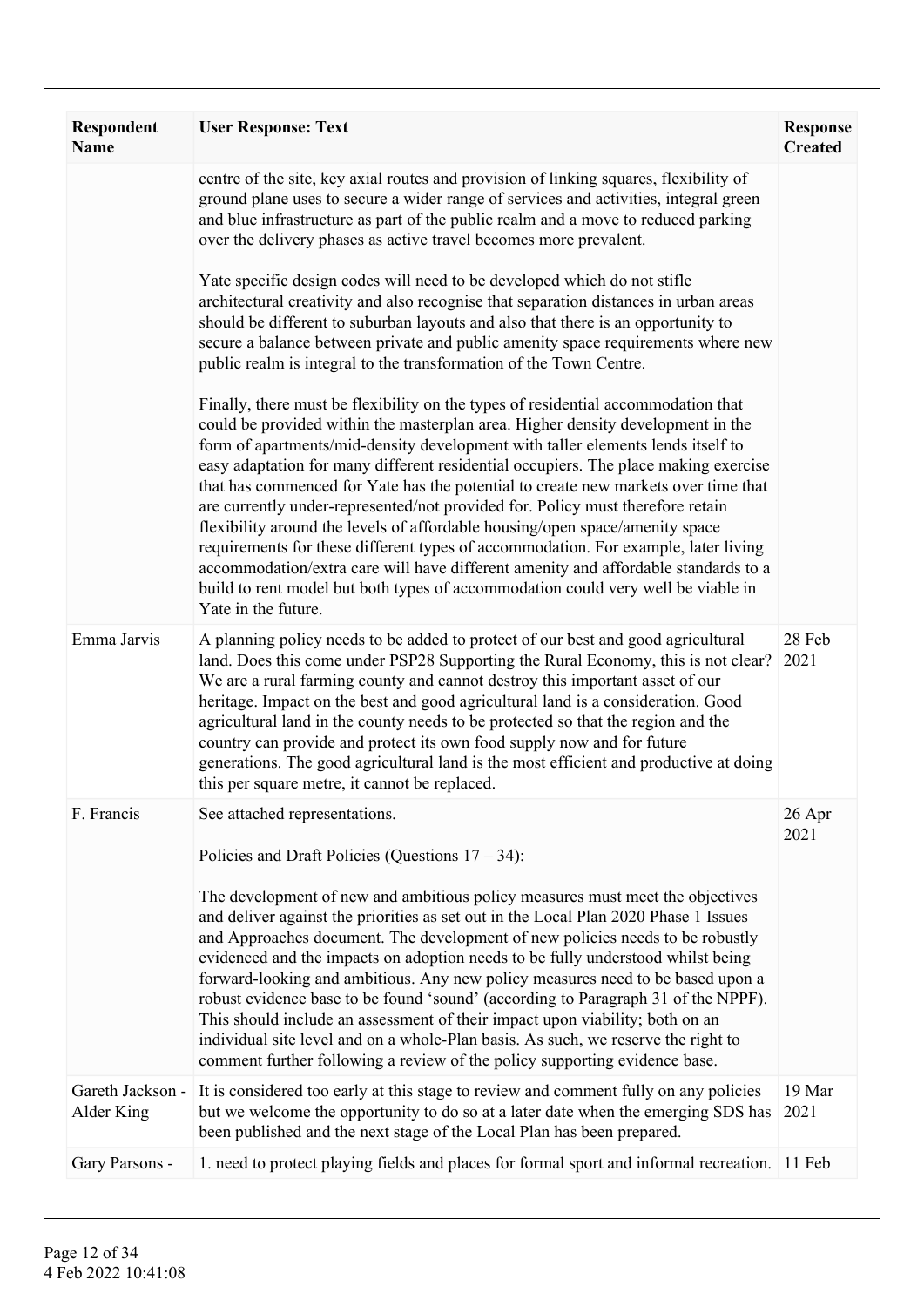| Respondent Name | User Response: Text | Response Created |
|---|---|---|
| | centre of the site, key axial routes and provision of linking squares, flexibility of ground plane uses to secure a wider range of services and activities, integral green and blue infrastructure as part of the public realm and a move to reduced parking over the delivery phases as active travel becomes more prevalent.<br><br>Yate specific design codes will need to be developed which do not stifle architectural creativity and also recognise that separation distances in urban areas should be different to suburban layouts and also that there is an opportunity to secure a balance between private and public amenity space requirements where new public realm is integral to the transformation of the Town Centre.<br><br>Finally, there must be flexibility on the types of residential accommodation that could be provided within the masterplan area. Higher density development in the form of apartments/mid-density development with taller elements lends itself to easy adaptation for many different residential occupiers. The place making exercise that has commenced for Yate has the potential to create new markets over time that are currently under-represented/not provided for. Policy must therefore retain flexibility around the levels of affordable housing/open space/amenity space requirements for these different types of accommodation. For example, later living accommodation/extra care will have different amenity and affordable standards to a build to rent model but both types of accommodation could very well be viable in Yate in the future. | |
| Emma Jarvis | A planning policy needs to be added to protect of our best and good agricultural land. Does this come under PSP28 Supporting the Rural Economy, this is not clear? We are a rural farming county and cannot destroy this important asset of our heritage. Impact on the best and good agricultural land is a consideration. Good agricultural land in the county needs to be protected so that the region and the country can provide and protect its own food supply now and for future generations. The good agricultural land is the most efficient and productive at doing this per square metre, it cannot be replaced. | 28 Feb 2021 |
| F. Francis | See attached representations.<br><br>Policies and Draft Policies (Questions 17 – 34):<br><br>The development of new and ambitious policy measures must meet the objectives and deliver against the priorities as set out in the Local Plan 2020 Phase 1 Issues and Approaches document. The development of new policies needs to be robustly evidenced and the impacts on adoption needs to be fully understood whilst being forward-looking and ambitious. Any new policy measures need to be based upon a robust evidence base to be found 'sound' (according to Paragraph 31 of the NPPF). This should include an assessment of their impact upon viability; both on an individual site level and on a whole-Plan basis. As such, we reserve the right to comment further following a review of the policy supporting evidence base. | 26 Apr 2021 |
| Gareth Jackson - Alder King | It is considered too early at this stage to review and comment fully on any policies but we welcome the opportunity to do so at a later date when the emerging SDS has been published and the next stage of the Local Plan has been prepared. | 19 Mar 2021 |
| Gary Parsons - | 1. need to protect playing fields and places for formal sport and informal recreation. | 11 Feb |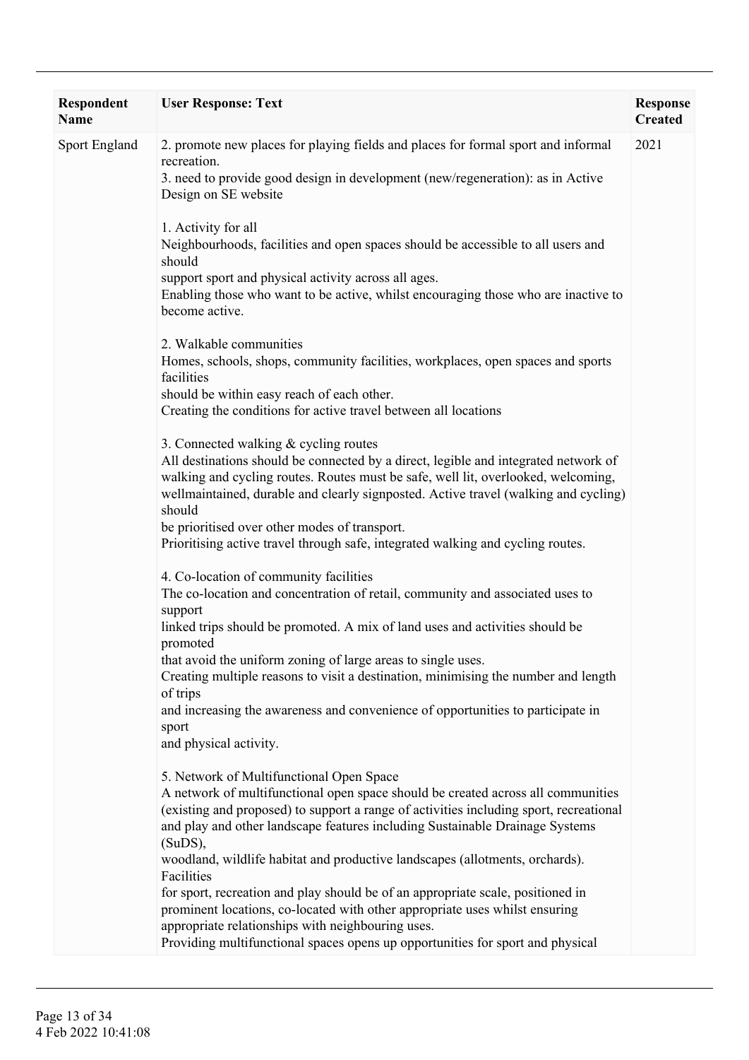| Respondent Name | User Response: Text | Response Created |
| --- | --- | --- |
| Sport England | 2. promote new places for playing fields and places for formal sport and informal recreation.<br>3. need to provide good design in development (new/regeneration): as in Active Design on SE website<br><br>1. Activity for all<br>Neighbourhoods, facilities and open spaces should be accessible to all users and should<br>support sport and physical activity across all ages.<br>Enabling those who want to be active, whilst encouraging those who are inactive to become active.<br><br>2. Walkable communities<br>Homes, schools, shops, community facilities, workplaces, open spaces and sports facilities<br>should be within easy reach of each other.<br>Creating the conditions for active travel between all locations<br><br>3. Connected walking & cycling routes<br>All destinations should be connected by a direct, legible and integrated network of walking and cycling routes. Routes must be safe, well lit, overlooked, welcoming, wellmaintained, durable and clearly signposted. Active travel (walking and cycling) should<br>be prioritised over other modes of transport.<br>Prioritising active travel through safe, integrated walking and cycling routes.<br><br>4. Co-location of community facilities<br>The co-location and concentration of retail, community and associated uses to support<br>linked trips should be promoted. A mix of land uses and activities should be promoted<br>that avoid the uniform zoning of large areas to single uses.<br>Creating multiple reasons to visit a destination, minimising the number and length of trips<br>and increasing the awareness and convenience of opportunities to participate in sport<br>and physical activity.<br><br>5. Network of Multifunctional Open Space<br>A network of multifunctional open space should be created across all communities (existing and proposed) to support a range of activities including sport, recreational and play and other landscape features including Sustainable Drainage Systems (SuDS),<br>woodland, wildlife habitat and productive landscapes (allotments, orchards). Facilities<br>for sport, recreation and play should be of an appropriate scale, positioned in prominent locations, co-located with other appropriate uses whilst ensuring appropriate relationships with neighbouring uses.<br>Providing multifunctional spaces opens up opportunities for sport and physical | 2021 |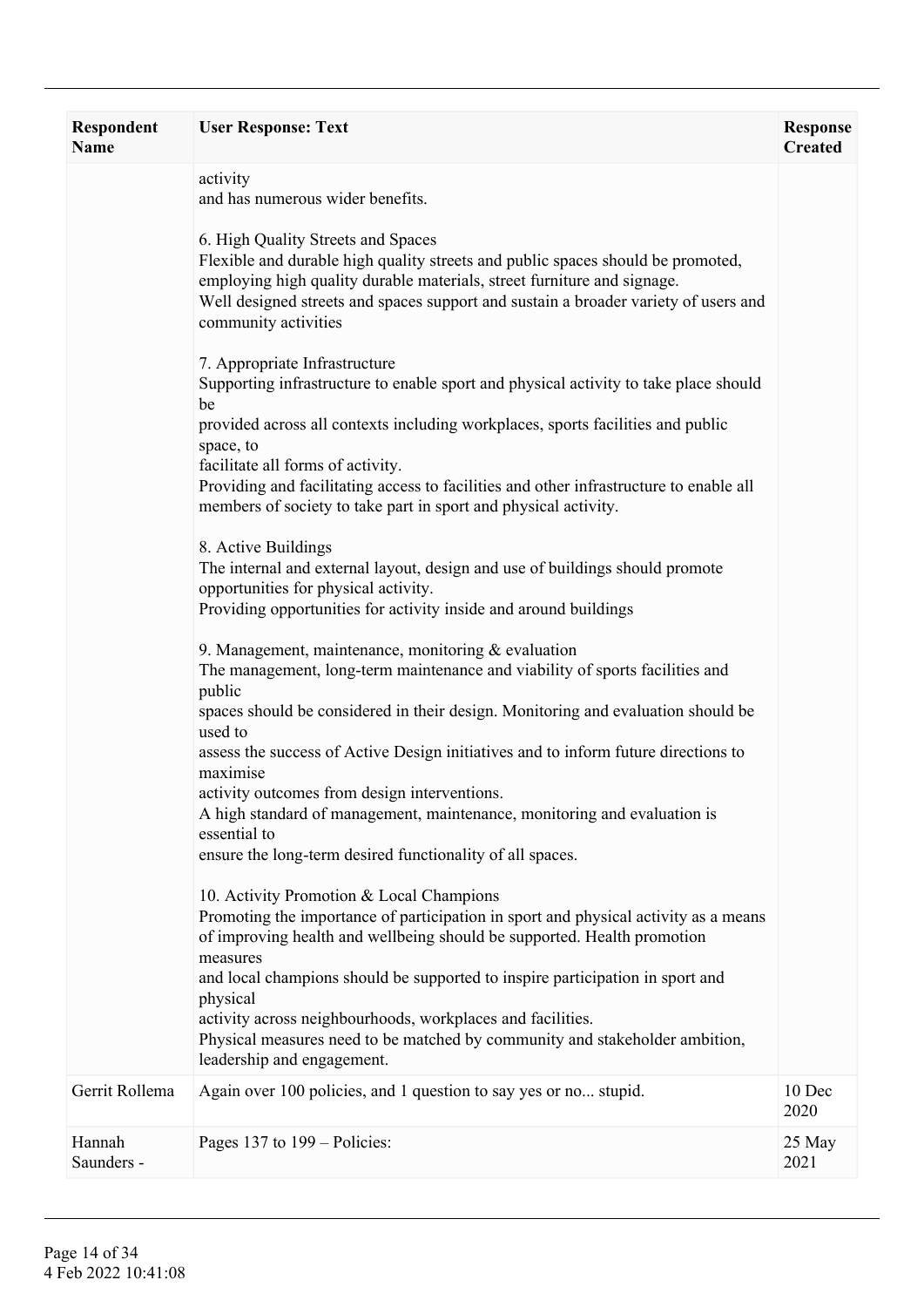| Respondent Name | User Response: Text | Response Created |
|---|---|---|
| | activity<br>and has numerous wider benefits.<br><br>6. High Quality Streets and Spaces<br>Flexible and durable high quality streets and public spaces should be promoted, employing high quality durable materials, street furniture and signage.<br>Well designed streets and spaces support and sustain a broader variety of users and community activities<br><br>7. Appropriate Infrastructure<br>Supporting infrastructure to enable sport and physical activity to take place should be<br>provided across all contexts including workplaces, sports facilities and public space, to<br>facilitate all forms of activity.<br>Providing and facilitating access to facilities and other infrastructure to enable all members of society to take part in sport and physical activity.<br><br>8. Active Buildings<br>The internal and external layout, design and use of buildings should promote opportunities for physical activity.<br>Providing opportunities for activity inside and around buildings<br><br>9. Management, maintenance, monitoring & evaluation<br>The management, long-term maintenance and viability of sports facilities and public<br>spaces should be considered in their design. Monitoring and evaluation should be used to<br>assess the success of Active Design initiatives and to inform future directions to maximise<br>activity outcomes from design interventions.<br>A high standard of management, maintenance, monitoring and evaluation is essential to<br>ensure the long-term desired functionality of all spaces.<br><br>10. Activity Promotion & Local Champions<br>Promoting the importance of participation in sport and physical activity as a means of improving health and wellbeing should be supported. Health promotion measures<br>and local champions should be supported to inspire participation in sport and physical<br>activity across neighbourhoods, workplaces and facilities.<br>Physical measures need to be matched by community and stakeholder ambition, leadership and engagement. | |
| Gerrit Rollema | Again over 100 policies, and 1 question to say yes or no... stupid. | 10 Dec 2020 |
| Hannah Saunders - | Pages 137 to 199 – Policies: | 25 May 2021 |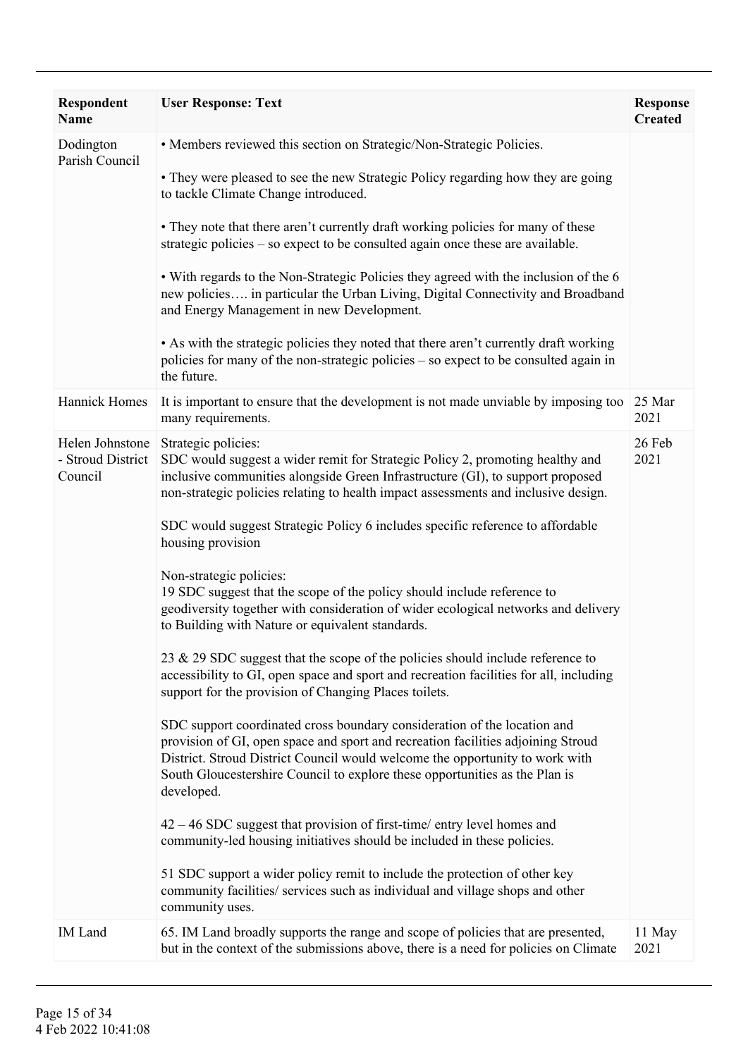| Respondent Name | User Response: Text | Response Created |
|---|---|---|
| Dodington Parish Council | • Members reviewed this section on Strategic/Non-Strategic Policies.<br><br>• They were pleased to see the new Strategic Policy regarding how they are going to tackle Climate Change introduced.<br><br>• They note that there aren't currently draft working policies for many of these strategic policies – so expect to be consulted again once these are available.<br><br>• With regards to the Non-Strategic Policies they agreed with the inclusion of the 6 new policies…. in particular the Urban Living, Digital Connectivity and Broadband and Energy Management in new Development.<br><br>• As with the strategic policies they noted that there aren't currently draft working policies for many of the non-strategic policies – so expect to be consulted again in the future. | |
| Hannick Homes | It is important to ensure that the development is not made unviable by imposing too many requirements. | 25 Mar 2021 |
| Helen Johnstone - Stroud District Council | Strategic policies:<br>SDC would suggest a wider remit for Strategic Policy 2, promoting healthy and inclusive communities alongside Green Infrastructure (GI), to support proposed non-strategic policies relating to health impact assessments and inclusive design.<br><br>SDC would suggest Strategic Policy 6 includes specific reference to affordable housing provision<br><br>Non-strategic policies:<br>19 SDC suggest that the scope of the policy should include reference to geodiversity together with consideration of wider ecological networks and delivery to Building with Nature or equivalent standards.<br><br>23 & 29 SDC suggest that the scope of the policies should include reference to accessibility to GI, open space and sport and recreation facilities for all, including support for the provision of Changing Places toilets.<br><br>SDC support coordinated cross boundary consideration of the location and provision of GI, open space and sport and recreation facilities adjoining Stroud District. Stroud District Council would welcome the opportunity to work with South Gloucestershire Council to explore these opportunities as the Plan is developed.<br><br>42 – 46 SDC suggest that provision of first-time/ entry level homes and community-led housing initiatives should be included in these policies.<br><br>51 SDC support a wider policy remit to include the protection of other key community facilities/ services such as individual and village shops and other community uses. | 26 Feb 2021 |
| IM Land | 65. IM Land broadly supports the range and scope of policies that are presented, but in the context of the submissions above, there is a need for policies on Climate | 11 May 2021 |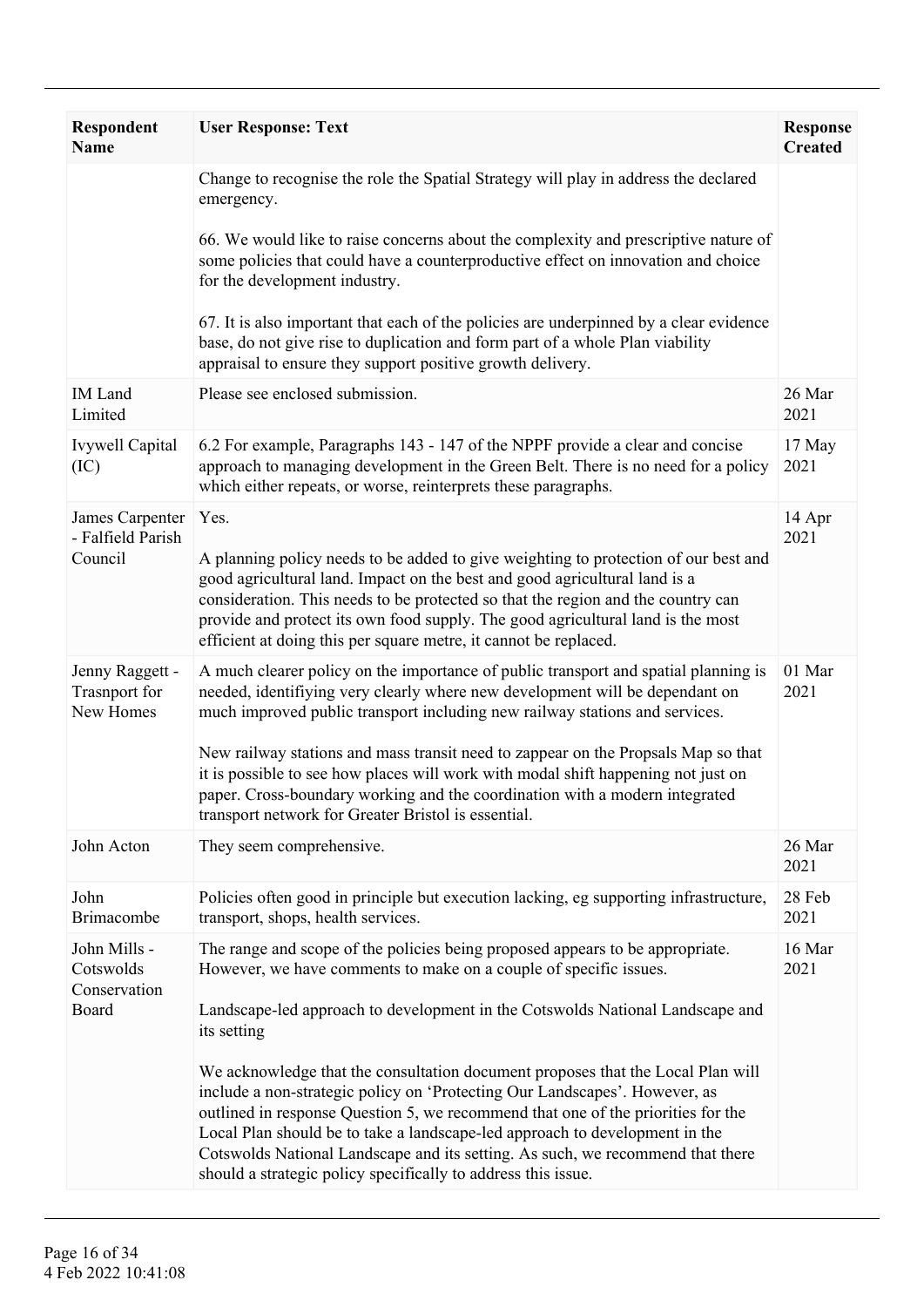| Respondent Name | User Response: Text | Response Created |
|---|---|---|
| | Change to recognise the role the Spatial Strategy will play in address the declared emergency.<br><br>66. We would like to raise concerns about the complexity and prescriptive nature of some policies that could have a counterproductive effect on innovation and choice for the development industry.<br><br>67. It is also important that each of the policies are underpinned by a clear evidence base, do not give rise to duplication and form part of a whole Plan viability appraisal to ensure they support positive growth delivery. | |
| IM Land Limited | Please see enclosed submission. | 26 Mar 2021 |
| Ivywell Capital (IC) | 6.2 For example, Paragraphs 143 - 147 of the NPPF provide a clear and concise approach to managing development in the Green Belt. There is no need for a policy which either repeats, or worse, reinterprets these paragraphs. | 17 May 2021 |
| James Carpenter - Falfield Parish Council | Yes.<br><br>A planning policy needs to be added to give weighting to protection of our best and good agricultural land. Impact on the best and good agricultural land is a consideration. This needs to be protected so that the region and the country can provide and protect its own food supply. The good agricultural land is the most efficient at doing this per square metre, it cannot be replaced. | 14 Apr 2021 |
| Jenny Raggett - Trasnport for New Homes | A much clearer policy on the importance of public transport and spatial planning is needed, identifiying very clearly where new development will be dependant on much improved public transport including new railway stations and services.<br><br>New railway stations and mass transit need to zappear on the Propsals Map so that it is possible to see how places will work with modal shift happening not just on paper. Cross-boundary working and the coordination with a modern integrated transport network for Greater Bristol is essential. | 01 Mar 2021 |
| John Acton | They seem comprehensive. | 26 Mar 2021 |
| John Brimacombe | Policies often good in principle but execution lacking, eg supporting infrastructure, transport, shops, health services. | 28 Feb 2021 |
| John Mills - Cotswolds Conservation Board | The range and scope of the policies being proposed appears to be appropriate. However, we have comments to make on a couple of specific issues.<br><br>Landscape-led approach to development in the Cotswolds National Landscape and its setting<br><br>We acknowledge that the consultation document proposes that the Local Plan will include a non-strategic policy on 'Protecting Our Landscapes'. However, as outlined in response Question 5, we recommend that one of the priorities for the Local Plan should be to take a landscape-led approach to development in the Cotswolds National Landscape and its setting. As such, we recommend that there should a strategic policy specifically to address this issue. | 16 Mar 2021 |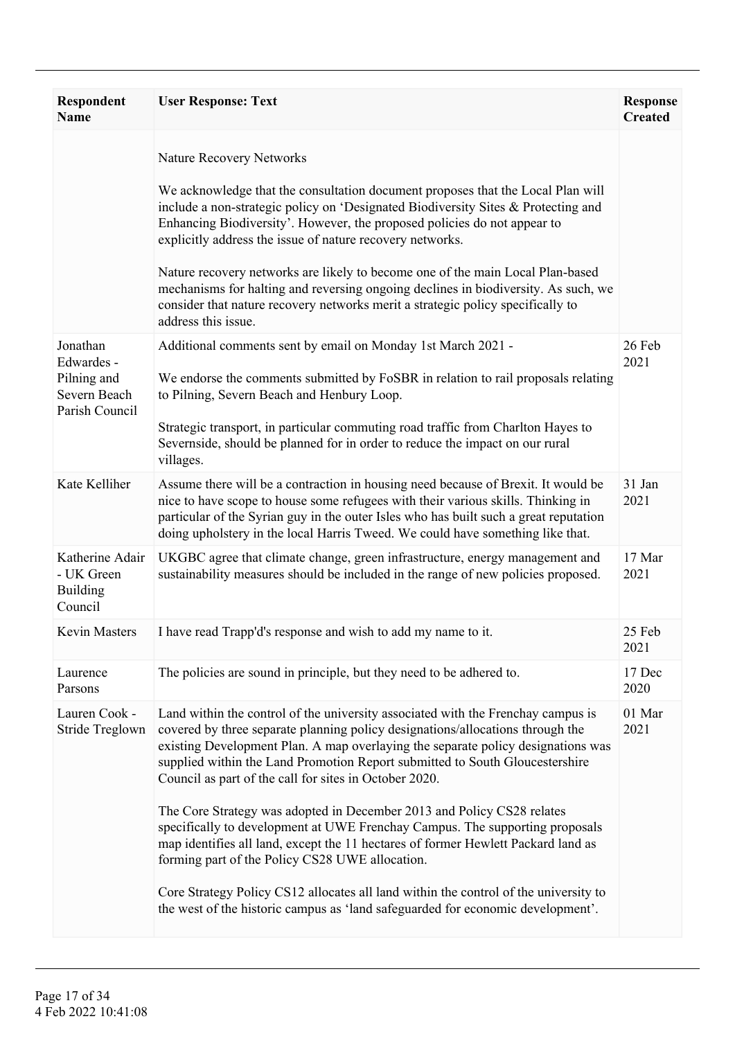| Respondent Name | User Response: Text | Response Created |
|---|---|---|
| | Nature Recovery Networks<br><br>We acknowledge that the consultation document proposes that the Local Plan will include a non-strategic policy on 'Designated Biodiversity Sites & Protecting and Enhancing Biodiversity'. However, the proposed policies do not appear to explicitly address the issue of nature recovery networks.<br><br>Nature recovery networks are likely to become one of the main Local Plan-based mechanisms for halting and reversing ongoing declines in biodiversity. As such, we consider that nature recovery networks merit a strategic policy specifically to address this issue. | |
| Jonathan Edwardes - Pilning and Severn Beach Parish Council | Additional comments sent by email on Monday 1st March 2021 -<br><br>We endorse the comments submitted by FoSBR in relation to rail proposals relating to Pilning, Severn Beach and Henbury Loop.<br><br>Strategic transport, in particular commuting road traffic from Charlton Hayes to Severnside, should be planned for in order to reduce the impact on our rural villages. | 26 Feb 2021 |
| Kate Kelliher | Assume there will be a contraction in housing need because of Brexit. It would be nice to have scope to house some refugees with their various skills. Thinking in particular of the Syrian guy in the outer Isles who has built such a great reputation doing upholstery in the local Harris Tweed. We could have something like that. | 31 Jan 2021 |
| Katherine Adair - UK Green Building Council | UKGBC agree that climate change, green infrastructure, energy management and sustainability measures should be included in the range of new policies proposed. | 17 Mar 2021 |
| Kevin Masters | I have read Trapp'd's response and wish to add my name to it. | 25 Feb 2021 |
| Laurence Parsons | The policies are sound in principle, but they need to be adhered to. | 17 Dec 2020 |
| Lauren Cook - Stride Treglown | Land within the control of the university associated with the Frenchay campus is covered by three separate planning policy designations/allocations through the existing Development Plan. A map overlaying the separate policy designations was supplied within the Land Promotion Report submitted to South Gloucestershire Council as part of the call for sites in October 2020.<br><br>The Core Strategy was adopted in December 2013 and Policy CS28 relates specifically to development at UWE Frenchay Campus. The supporting proposals map identifies all land, except the 11 hectares of former Hewlett Packard land as forming part of the Policy CS28 UWE allocation.<br><br>Core Strategy Policy CS12 allocates all land within the control of the university to the west of the historic campus as 'land safeguarded for economic development'. | 01 Mar 2021 |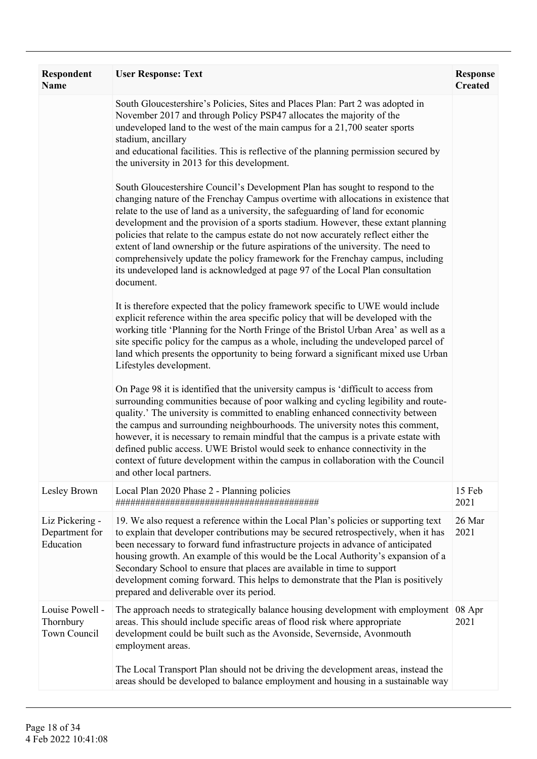| Respondent Name | User Response: Text | Response Created |
| --- | --- | --- |
| | South Gloucestershire's Policies, Sites and Places Plan: Part 2 was adopted in November 2017 and through Policy PSP47 allocates the majority of the undeveloped land to the west of the main campus for a 21,700 seater sports stadium, ancillary and educational facilities. This is reflective of the planning permission secured by the university in 2013 for this development.<br><br>South Gloucestershire Council's Development Plan has sought to respond to the changing nature of the Frenchay Campus overtime with allocations in existence that relate to the use of land as a university, the safeguarding of land for economic development and the provision of a sports stadium. However, these extant planning policies that relate to the campus estate do not now accurately reflect either the extent of land ownership or the future aspirations of the university. The need to comprehensively update the policy framework for the Frenchay campus, including its undeveloped land is acknowledged at page 97 of the Local Plan consultation document.<br><br>It is therefore expected that the policy framework specific to UWE would include explicit reference within the area specific policy that will be developed with the working title 'Planning for the North Fringe of the Bristol Urban Area' as well as a site specific policy for the campus as a whole, including the undeveloped parcel of land which presents the opportunity to being forward a significant mixed use Urban Lifestyles development.<br><br>On Page 98 it is identified that the university campus is 'difficult to access from surrounding communities because of poor walking and cycling legibility and route-quality.' The university is committed to enabling enhanced connectivity between the campus and surrounding neighbourhoods. The university notes this comment, however, it is necessary to remain mindful that the campus is a private estate with defined public access. UWE Bristol would seek to enhance connectivity in the context of future development within the campus in collaboration with the Council and other local partners. | |
| Lesley Brown | Local Plan 2020 Phase 2 - Planning policies ######################################## | 15 Feb 2021 |
| Liz Pickering - Department for Education | 19. We also request a reference within the Local Plan's policies or supporting text to explain that developer contributions may be secured retrospectively, when it has been necessary to forward fund infrastructure projects in advance of anticipated housing growth. An example of this would be the Local Authority's expansion of a Secondary School to ensure that places are available in time to support development coming forward. This helps to demonstrate that the Plan is positively prepared and deliverable over its period. | 26 Mar 2021 |
| Louise Powell - Thornbury Town Council | The approach needs to strategically balance housing development with employment areas. This should include specific areas of flood risk where appropriate development could be built such as the Avonside, Severnside, Avonmouth employment areas.<br><br>The Local Transport Plan should not be driving the development areas, instead the areas should be developed to balance employment and housing in a sustainable way | 08 Apr 2021 |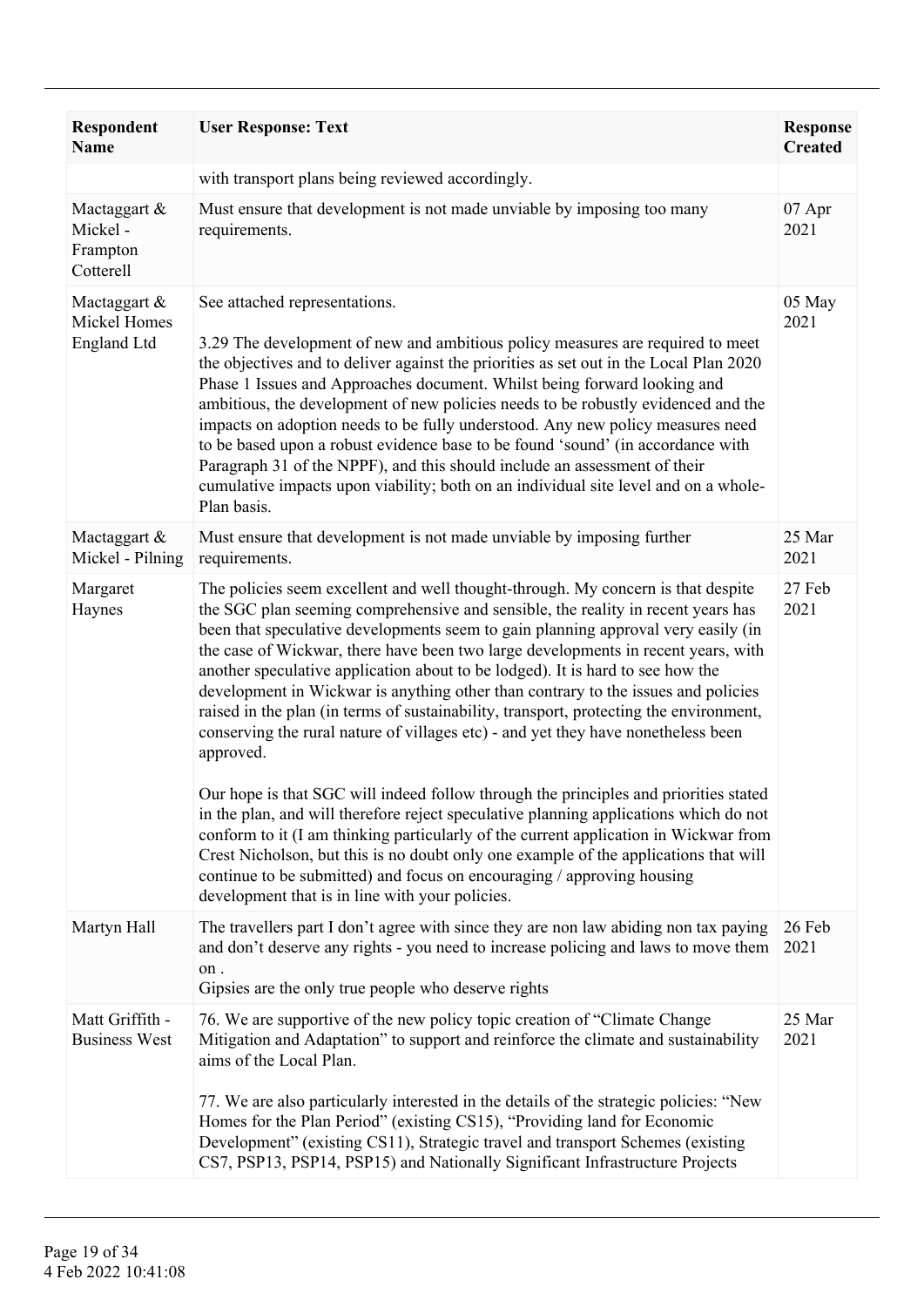| Respondent Name | User Response: Text | Response Created |
|---|---|---|
| | with transport plans being reviewed accordingly. | |
| Mactaggart & Mickel - Frampton Cotterell | Must ensure that development is not made unviable by imposing too many requirements. | 07 Apr 2021 |
| Mactaggart & Mickel Homes England Ltd | See attached representations.<br><br>3.29 The development of new and ambitious policy measures are required to meet the objectives and to deliver against the priorities as set out in the Local Plan 2020 Phase 1 Issues and Approaches document. Whilst being forward looking and ambitious, the development of new policies needs to be robustly evidenced and the impacts on adoption needs to be fully understood. Any new policy measures need to be based upon a robust evidence base to be found 'sound' (in accordance with Paragraph 31 of the NPPF), and this should include an assessment of their cumulative impacts upon viability; both on an individual site level and on a whole-Plan basis. | 05 May 2021 |
| Mactaggart & Mickel - Pilning | Must ensure that development is not made unviable by imposing further requirements. | 25 Mar 2021 |
| Margaret Haynes | The policies seem excellent and well thought-through. My concern is that despite the SGC plan seeming comprehensive and sensible, the reality in recent years has been that speculative developments seem to gain planning approval very easily (in the case of Wickwar, there have been two large developments in recent years, with another speculative application about to be lodged). It is hard to see how the development in Wickwar is anything other than contrary to the issues and policies raised in the plan (in terms of sustainability, transport, protecting the environment, conserving the rural nature of villages etc) - and yet they have nonetheless been approved.<br><br>Our hope is that SGC will indeed follow through the principles and priorities stated in the plan, and will therefore reject speculative planning applications which do not conform to it (I am thinking particularly of the current application in Wickwar from Crest Nicholson, but this is no doubt only one example of the applications that will continue to be submitted) and focus on encouraging / approving housing development that is in line with your policies. | 27 Feb 2021 |
| Martyn Hall | The travellers part I don't agree with since they are non law abiding non tax paying and don't deserve any rights - you need to increase policing and laws to move them on .<br>Gipsies are the only true people who deserve rights | 26 Feb 2021 |
| Matt Griffith - Business West | 76. We are supportive of the new policy topic creation of "Climate Change Mitigation and Adaptation" to support and reinforce the climate and sustainability aims of the Local Plan.<br><br>77. We are also particularly interested in the details of the strategic policies: "New Homes for the Plan Period" (existing CS15), "Providing land for Economic Development" (existing CS11), Strategic travel and transport Schemes (existing CS7, PSP13, PSP14, PSP15) and Nationally Significant Infrastructure Projects | 25 Mar 2021 |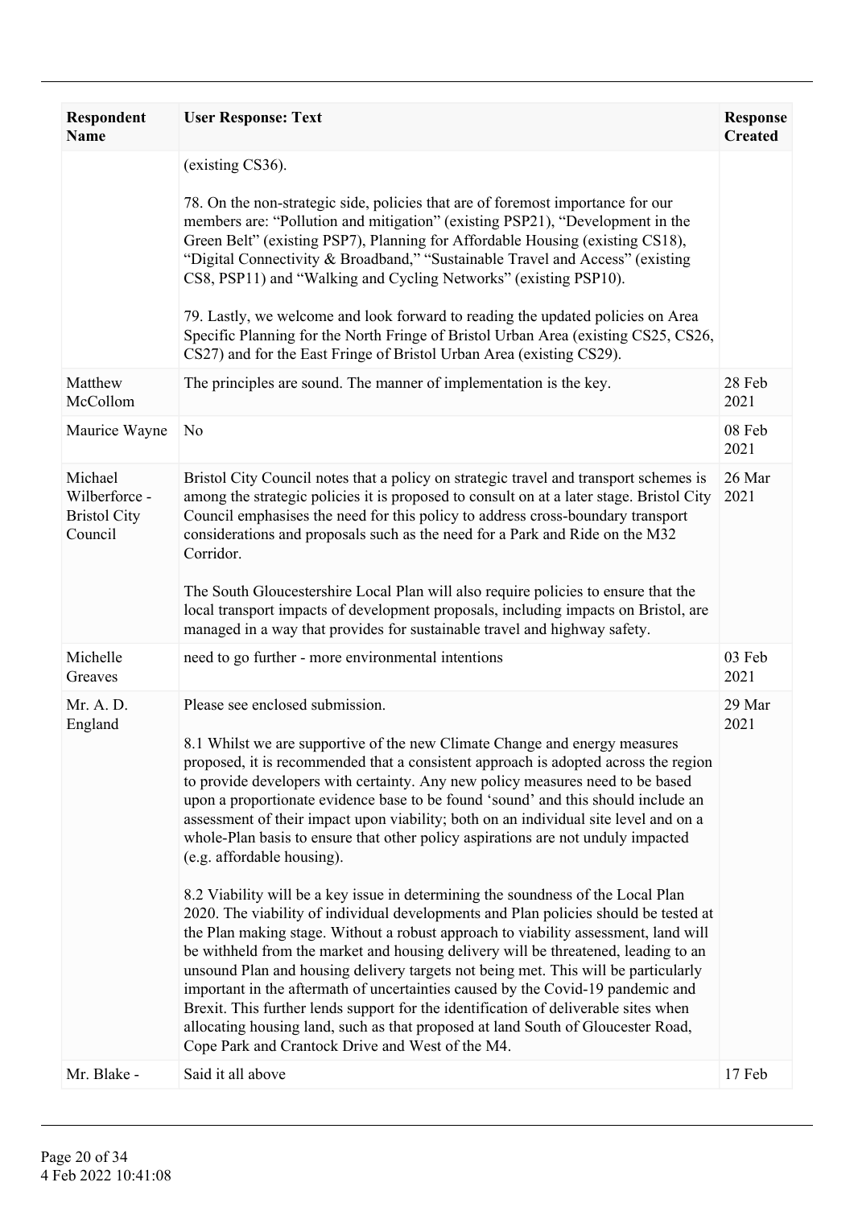| Respondent Name | User Response: Text | Response Created |
|---|---|---|
| | (existing CS36).<br><br>78. On the non-strategic side, policies that are of foremost importance for our members are: "Pollution and mitigation" (existing PSP21), "Development in the Green Belt" (existing PSP7), Planning for Affordable Housing (existing CS18), "Digital Connectivity & Broadband," "Sustainable Travel and Access" (existing CS8, PSP11) and "Walking and Cycling Networks" (existing PSP10).<br><br>79. Lastly, we welcome and look forward to reading the updated policies on Area Specific Planning for the North Fringe of Bristol Urban Area (existing CS25, CS26, CS27) and for the East Fringe of Bristol Urban Area (existing CS29). | |
| Matthew McCollom | The principles are sound. The manner of implementation is the key. | 28 Feb 2021 |
| Maurice Wayne | No | 08 Feb 2021 |
| Michael Wilberforce - Bristol City Council | Bristol City Council notes that a policy on strategic travel and transport schemes is among the strategic policies it is proposed to consult on at a later stage. Bristol City Council emphasises the need for this policy to address cross-boundary transport considerations and proposals such as the need for a Park and Ride on the M32 Corridor.<br><br>The South Gloucestershire Local Plan will also require policies to ensure that the local transport impacts of development proposals, including impacts on Bristol, are managed in a way that provides for sustainable travel and highway safety. | 26 Mar 2021 |
| Michelle Greaves | need to go further - more environmental intentions | 03 Feb 2021 |
| Mr. A. D. England | Please see enclosed submission.<br><br>8.1 Whilst we are supportive of the new Climate Change and energy measures proposed, it is recommended that a consistent approach is adopted across the region to provide developers with certainty. Any new policy measures need to be based upon a proportionate evidence base to be found 'sound' and this should include an assessment of their impact upon viability; both on an individual site level and on a whole-Plan basis to ensure that other policy aspirations are not unduly impacted (e.g. affordable housing).<br><br>8.2 Viability will be a key issue in determining the soundness of the Local Plan 2020. The viability of individual developments and Plan policies should be tested at the Plan making stage. Without a robust approach to viability assessment, land will be withheld from the market and housing delivery will be threatened, leading to an unsound Plan and housing delivery targets not being met. This will be particularly important in the aftermath of uncertainties caused by the Covid-19 pandemic and Brexit. This further lends support for the identification of deliverable sites when allocating housing land, such as that proposed at land South of Gloucester Road, Cope Park and Crantock Drive and West of the M4. | 29 Mar 2021 |
| Mr. Blake - | Said it all above | 17 Feb |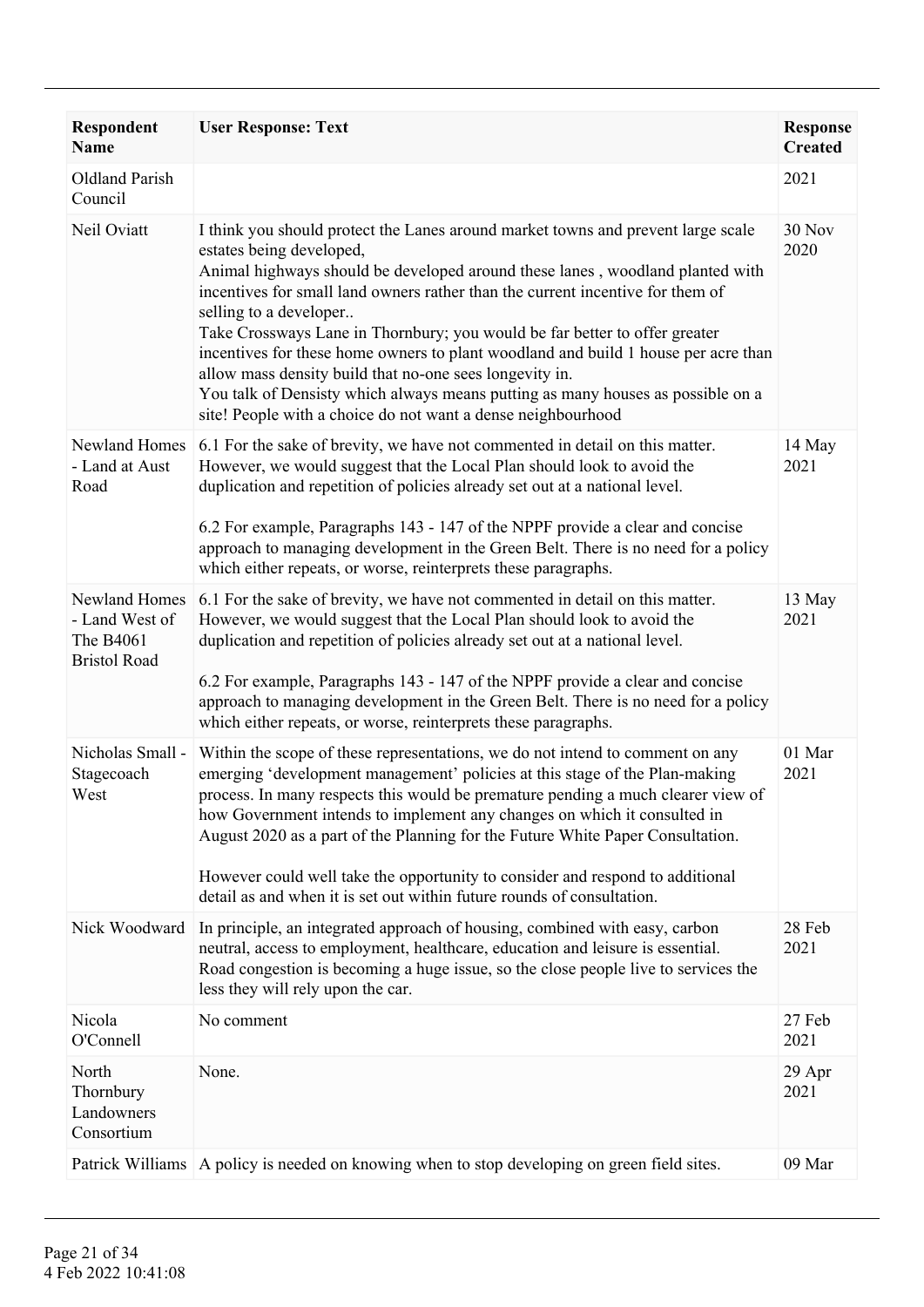| Respondent Name | User Response: Text | Response Created |
|---|---|---|
| Oldland Parish Council | | 2021 |
| Neil Oviatt | I think you should protect the Lanes around market towns and prevent large scale estates being developed,<br>Animal highways should be developed around these lanes , woodland planted with incentives for small land owners rather than the current incentive for them of selling to a developer..<br>Take Crossways Lane in Thornbury; you would be far better to offer greater incentives for these home owners to plant woodland and build 1 house per acre than allow mass density build that no-one sees longevity in.<br>You talk of Densisty which always means putting as many houses as possible on a site! People with a choice do not want a dense neighbourhood | 30 Nov 2020 |
| Newland Homes - Land at Aust Road | 6.1 For the sake of brevity, we have not commented in detail on this matter. However, we would suggest that the Local Plan should look to avoid the duplication and repetition of policies already set out at a national level.<br><br>6.2 For example, Paragraphs 143 - 147 of the NPPF provide a clear and concise approach to managing development in the Green Belt. There is no need for a policy which either repeats, or worse, reinterprets these paragraphs. | 14 May 2021 |
| Newland Homes - Land West of The B4061 Bristol Road | 6.1 For the sake of brevity, we have not commented in detail on this matter. However, we would suggest that the Local Plan should look to avoid the duplication and repetition of policies already set out at a national level.<br><br>6.2 For example, Paragraphs 143 - 147 of the NPPF provide a clear and concise approach to managing development in the Green Belt. There is no need for a policy which either repeats, or worse, reinterprets these paragraphs. | 13 May 2021 |
| Nicholas Small - Stagecoach West | Within the scope of these representations, we do not intend to comment on any emerging 'development management' policies at this stage of the Plan-making process. In many respects this would be premature pending a much clearer view of how Government intends to implement any changes on which it consulted in August 2020 as a part of the Planning for the Future White Paper Consultation.<br><br>However could well take the opportunity to consider and respond to additional detail as and when it is set out within future rounds of consultation. | 01 Mar 2021 |
| Nick Woodward | In principle, an integrated approach of housing, combined with easy, carbon neutral, access to employment, healthcare, education and leisure is essential. Road congestion is becoming a huge issue, so the close people live to services the less they will rely upon the car. | 28 Feb 2021 |
| Nicola O'Connell | No comment | 27 Feb 2021 |
| North Thornbury Landowners Consortium | None. | 29 Apr 2021 |
| Patrick Williams | A policy is needed on knowing when to stop developing on green field sites. | 09 Mar |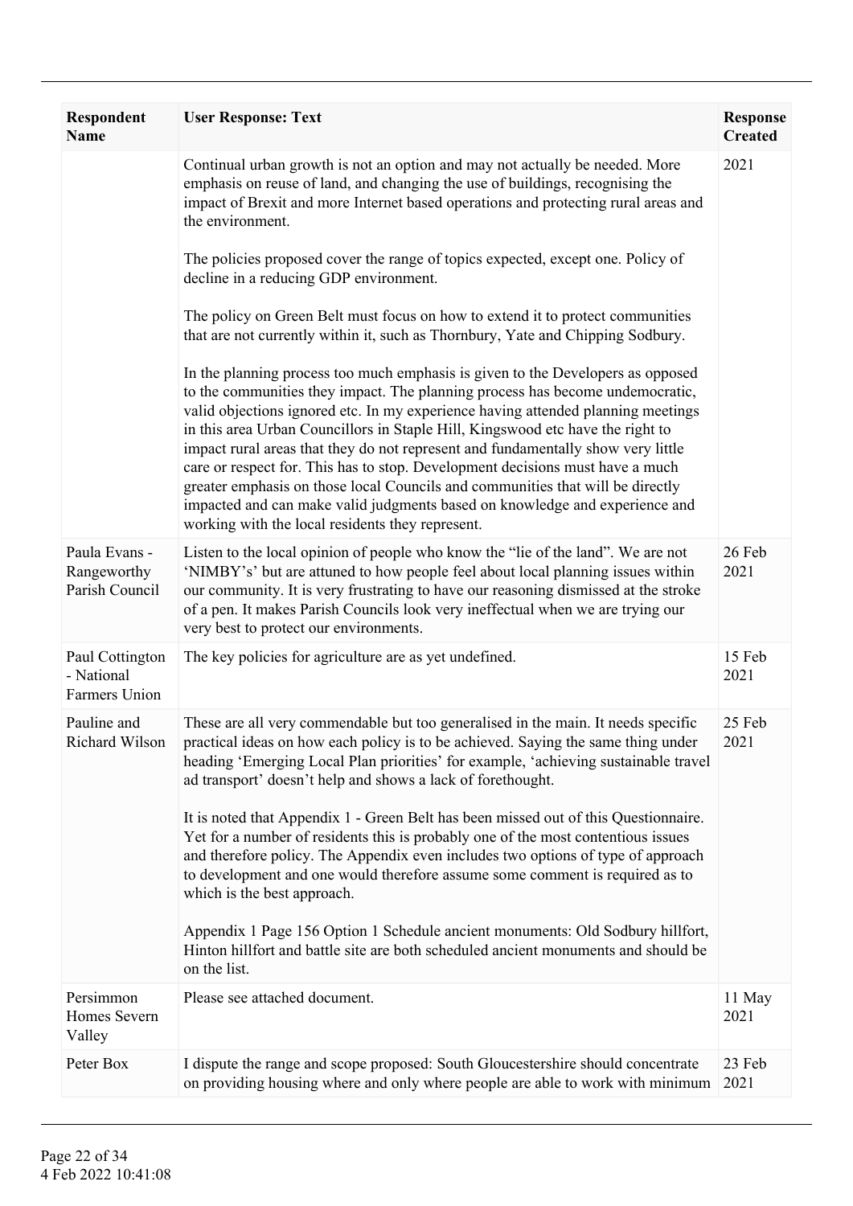| Respondent Name | User Response: Text | Response Created |
|---|---|---|
| | Continual urban growth is not an option and may not actually be needed. More emphasis on reuse of land, and changing the use of buildings, recognising the impact of Brexit and more Internet based operations and protecting rural areas and the environment.<br><br>The policies proposed cover the range of topics expected, except one. Policy of decline in a reducing GDP environment.<br><br>The policy on Green Belt must focus on how to extend it to protect communities that are not currently within it, such as Thornbury, Yate and Chipping Sodbury.<br><br>In the planning process too much emphasis is given to the Developers as opposed to the communities they impact. The planning process has become undemocratic, valid objections ignored etc. In my experience having attended planning meetings in this area Urban Councillors in Staple Hill, Kingswood etc have the right to impact rural areas that they do not represent and fundamentally show very little care or respect for. This has to stop. Development decisions must have a much greater emphasis on those local Councils and communities that will be directly impacted and can make valid judgments based on knowledge and experience and working with the local residents they represent. | 2021 |
| Paula Evans - Rangeworthy Parish Council | Listen to the local opinion of people who know the "lie of the land". We are not 'NIMBY's' but are attuned to how people feel about local planning issues within our community. It is very frustrating to have our reasoning dismissed at the stroke of a pen. It makes Parish Councils look very ineffectual when we are trying our very best to protect our environments. | 26 Feb 2021 |
| Paul Cottington - National Farmers Union | The key policies for agriculture are as yet undefined. | 15 Feb 2021 |
| Pauline and Richard Wilson | These are all very commendable but too generalised in the main. It needs specific practical ideas on how each policy is to be achieved. Saying the same thing under heading 'Emerging Local Plan priorities' for example, 'achieving sustainable travel ad transport' doesn't help and shows a lack of forethought.<br><br>It is noted that Appendix 1 - Green Belt has been missed out of this Questionnaire. Yet for a number of residents this is probably one of the most contentious issues and therefore policy. The Appendix even includes two options of type of approach to development and one would therefore assume some comment is required as to which is the best approach.<br><br>Appendix 1 Page 156 Option 1 Schedule ancient monuments: Old Sodbury hillfort, Hinton hillfort and battle site are both scheduled ancient monuments and should be on the list. | 25 Feb 2021 |
| Persimmon Homes Severn Valley | Please see attached document. | 11 May 2021 |
| Peter Box | I dispute the range and scope proposed: South Gloucestershire should concentrate on providing housing where and only where people are able to work with minimum | 23 Feb 2021 |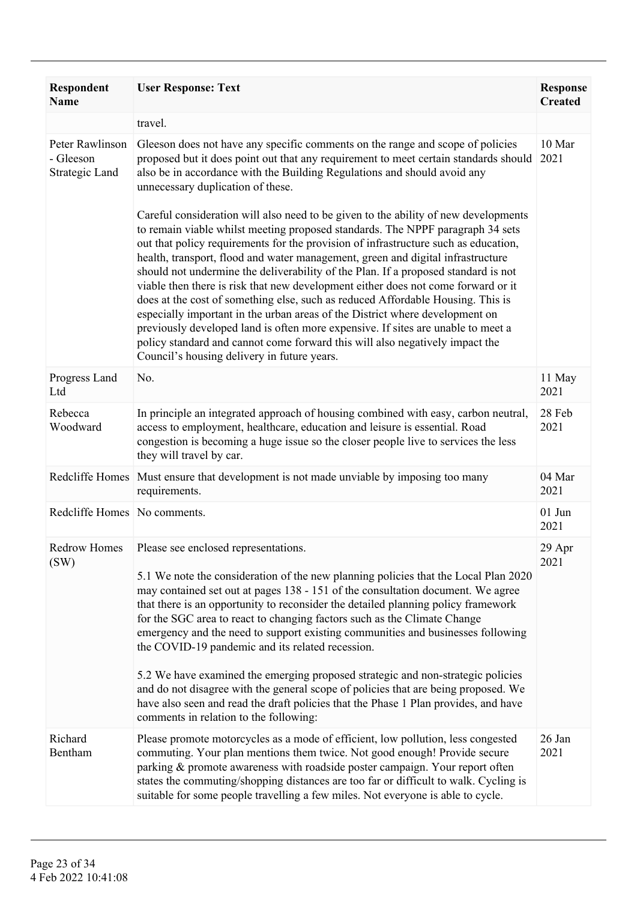| Respondent Name | User Response: Text | Response Created |
|---|---|---|
| | travel. | |
| Peter Rawlinson - Gleeson Strategic Land | Gleeson does not have any specific comments on the range and scope of policies proposed but it does point out that any requirement to meet certain standards should also be in accordance with the Building Regulations and should avoid any unnecessary duplication of these.<br><br>Careful consideration will also need to be given to the ability of new developments to remain viable whilst meeting proposed standards. The NPPF paragraph 34 sets out that policy requirements for the provision of infrastructure such as education, health, transport, flood and water management, green and digital infrastructure should not undermine the deliverability of the Plan. If a proposed standard is not viable then there is risk that new development either does not come forward or it does at the cost of something else, such as reduced Affordable Housing. This is especially important in the urban areas of the District where development on previously developed land is often more expensive. If sites are unable to meet a policy standard and cannot come forward this will also negatively impact the Council's housing delivery in future years. | 10 Mar 2021 |
| Progress Land Ltd | No. | 11 May 2021 |
| Rebecca Woodward | In principle an integrated approach of housing combined with easy, carbon neutral, access to employment, healthcare, education and leisure is essential. Road congestion is becoming a huge issue so the closer people live to services the less they will travel by car. | 28 Feb 2021 |
| Redcliffe Homes | Must ensure that development is not made unviable by imposing too many requirements. | 04 Mar 2021 |
| Redcliffe Homes | No comments. | 01 Jun 2021 |
| Redrow Homes (SW) | Please see enclosed representations.<br><br>5.1 We note the consideration of the new planning policies that the Local Plan 2020 may contained set out at pages 138 - 151 of the consultation document. We agree that there is an opportunity to reconsider the detailed planning policy framework for the SGC area to react to changing factors such as the Climate Change emergency and the need to support existing communities and businesses following the COVID-19 pandemic and its related recession.<br><br>5.2 We have examined the emerging proposed strategic and non-strategic policies and do not disagree with the general scope of policies that are being proposed. We have also seen and read the draft policies that the Phase 1 Plan provides, and have comments in relation to the following: | 29 Apr 2021 |
| Richard Bentham | Please promote motorcycles as a mode of efficient, low pollution, less congested commuting. Your plan mentions them twice. Not good enough! Provide secure parking & promote awareness with roadside poster campaign. Your report often states the commuting/shopping distances are too far or difficult to walk. Cycling is suitable for some people travelling a few miles. Not everyone is able to cycle. | 26 Jan 2021 |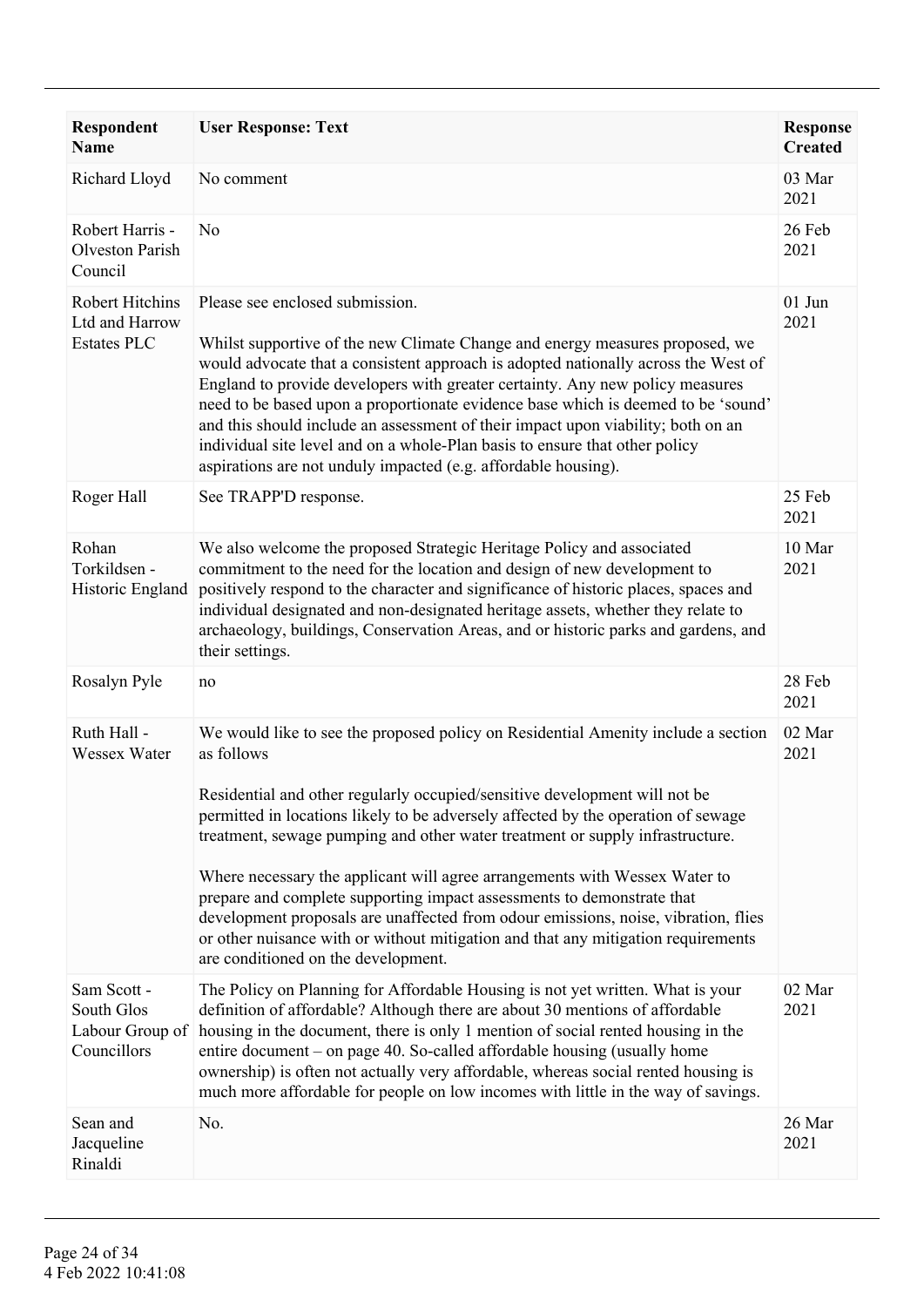| Respondent Name | User Response: Text | Response Created |
|---|---|---|
| Richard Lloyd | No comment | 03 Mar 2021 |
| Robert Harris - Olveston Parish Council | No | 26 Feb 2021 |
| Robert Hitchins Ltd and Harrow Estates PLC | Please see enclosed submission.<br><br>Whilst supportive of the new Climate Change and energy measures proposed, we would advocate that a consistent approach is adopted nationally across the West of England to provide developers with greater certainty. Any new policy measures need to be based upon a proportionate evidence base which is deemed to be 'sound' and this should include an assessment of their impact upon viability; both on an individual site level and on a whole-Plan basis to ensure that other policy aspirations are not unduly impacted (e.g. affordable housing). | 01 Jun 2021 |
| Roger Hall | See TRAPP'D response. | 25 Feb 2021 |
| Rohan Torkildsen - Historic England | We also welcome the proposed Strategic Heritage Policy and associated commitment to the need for the location and design of new development to positively respond to the character and significance of historic places, spaces and individual designated and non-designated heritage assets, whether they relate to archaeology, buildings, Conservation Areas, and or historic parks and gardens, and their settings. | 10 Mar 2021 |
| Rosalyn Pyle | no | 28 Feb 2021 |
| Ruth Hall - Wessex Water | We would like to see the proposed policy on Residential Amenity include a section as follows<br><br>Residential and other regularly occupied/sensitive development will not be permitted in locations likely to be adversely affected by the operation of sewage treatment, sewage pumping and other water treatment or supply infrastructure.<br><br>Where necessary the applicant will agree arrangements with Wessex Water to prepare and complete supporting impact assessments to demonstrate that development proposals are unaffected from odour emissions, noise, vibration, flies or other nuisance with or without mitigation and that any mitigation requirements are conditioned on the development. | 02 Mar 2021 |
| Sam Scott - South Glos Labour Group of Councillors | The Policy on Planning for Affordable Housing is not yet written. What is your definition of affordable? Although there are about 30 mentions of affordable housing in the document, there is only 1 mention of social rented housing in the entire document – on page 40. So-called affordable housing (usually home ownership) is often not actually very affordable, whereas social rented housing is much more affordable for people on low incomes with little in the way of savings. | 02 Mar 2021 |
| Sean and Jacqueline Rinaldi | No. | 26 Mar 2021 |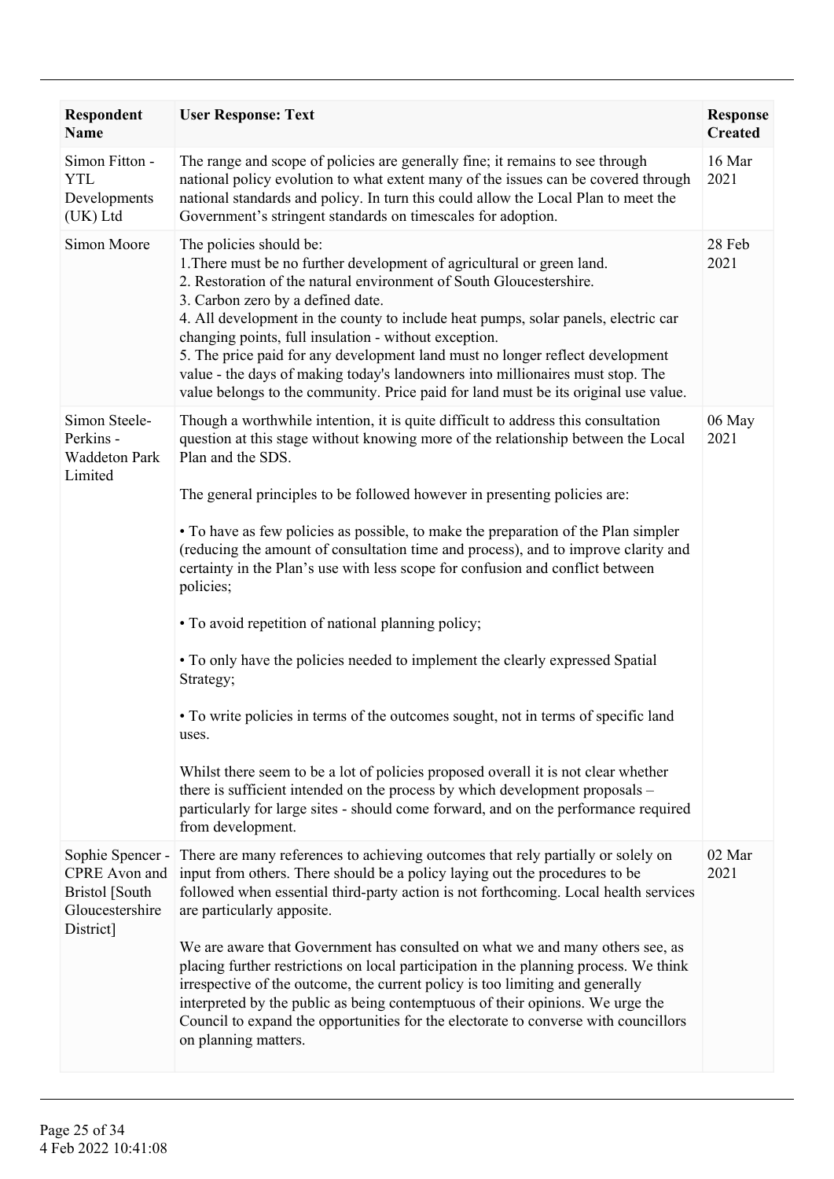| Respondent Name | User Response: Text | Response Created |
|---|---|---|
| Simon Fitton - YTL Developments (UK) Ltd | The range and scope of policies are generally fine; it remains to see through national policy evolution to what extent many of the issues can be covered through national standards and policy. In turn this could allow the Local Plan to meet the Government's stringent standards on timescales for adoption. | 16 Mar 2021 |
| Simon Moore | The policies should be:<br>1.There must be no further development of agricultural or green land.<br>2. Restoration of the natural environment of South Gloucestershire.<br>3. Carbon zero by a defined date.<br>4. All development in the county to include heat pumps, solar panels, electric car changing points, full insulation - without exception.<br>5. The price paid for any development land must no longer reflect development value - the days of making today's landowners into millionaires must stop. The value belongs to the community. Price paid for land must be its original use value. | 28 Feb 2021 |
| Simon Steele-Perkins - Waddeton Park Limited | Though a worthwhile intention, it is quite difficult to address this consultation question at this stage without knowing more of the relationship between the Local Plan and the SDS.<br><br>The general principles to be followed however in presenting policies are:<br><br>• To have as few policies as possible, to make the preparation of the Plan simpler (reducing the amount of consultation time and process), and to improve clarity and certainty in the Plan's use with less scope for confusion and conflict between policies;<br><br>• To avoid repetition of national planning policy;<br><br>• To only have the policies needed to implement the clearly expressed Spatial Strategy;<br><br>• To write policies in terms of the outcomes sought, not in terms of specific land uses.<br><br>Whilst there seem to be a lot of policies proposed overall it is not clear whether there is sufficient intended on the process by which development proposals – particularly for large sites - should come forward, and on the performance required from development. | 06 May 2021 |
| Sophie Spencer - CPRE Avon and Bristol [South Gloucestershire District] | There are many references to achieving outcomes that rely partially or solely on input from others. There should be a policy laying out the procedures to be followed when essential third-party action is not forthcoming. Local health services are particularly apposite.<br><br>We are aware that Government has consulted on what we and many others see, as placing further restrictions on local participation in the planning process. We think irrespective of the outcome, the current policy is too limiting and generally interpreted by the public as being contemptuous of their opinions. We urge the Council to expand the opportunities for the electorate to converse with councillors on planning matters. | 02 Mar 2021 |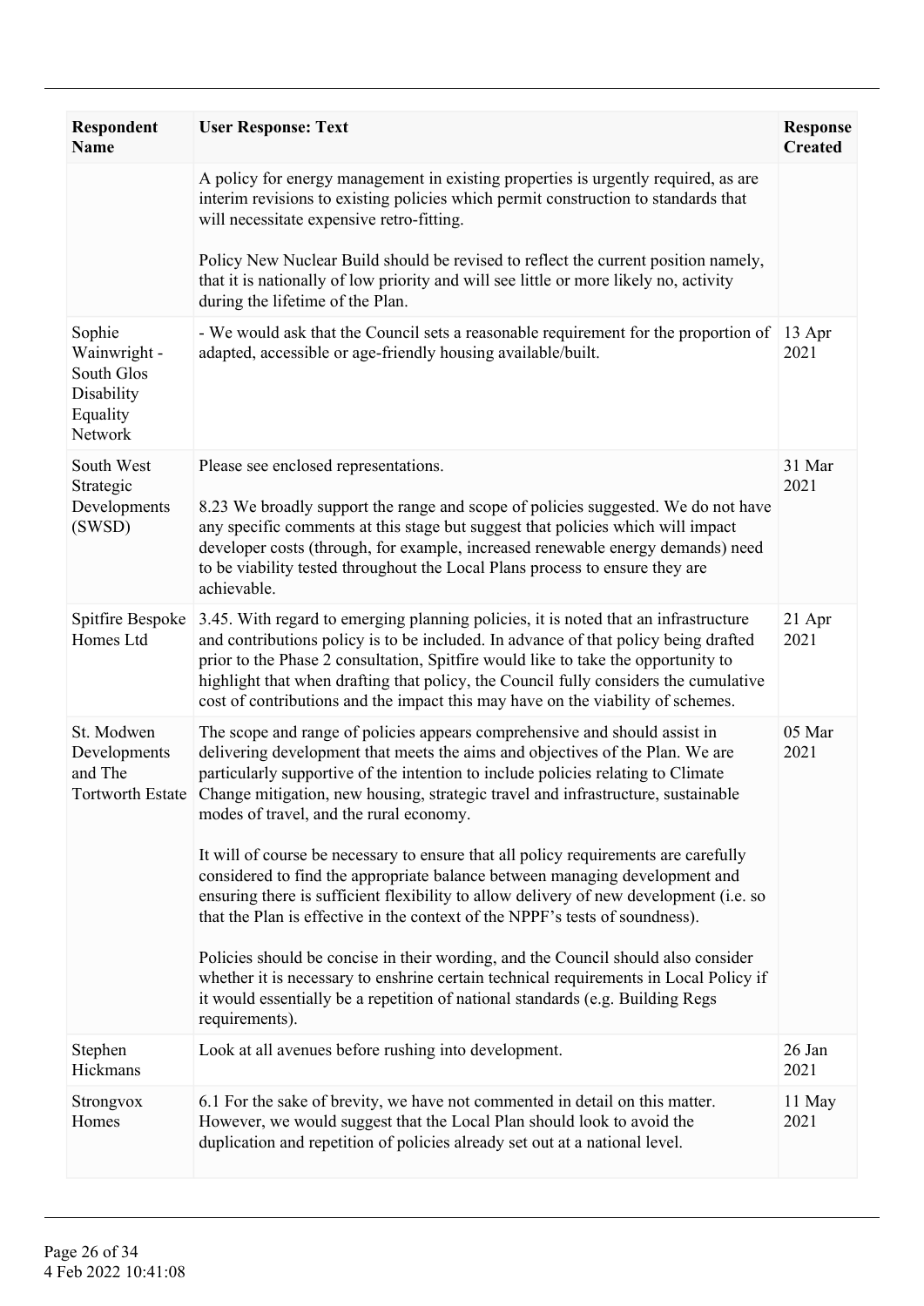| Respondent Name | User Response: Text | Response Created |
|---|---|---|
| | A policy for energy management in existing properties is urgently required, as are interim revisions to existing policies which permit construction to standards that will necessitate expensive retro-fitting.<br><br>Policy New Nuclear Build should be revised to reflect the current position namely, that it is nationally of low priority and will see little or more likely no, activity during the lifetime of the Plan. | |
| Sophie Wainwright - South Glos Disability Equality Network | - We would ask that the Council sets a reasonable requirement for the proportion of adapted, accessible or age-friendly housing available/built. | 13 Apr 2021 |
| South West Strategic Developments (SWSD) | Please see enclosed representations.<br><br>8.23 We broadly support the range and scope of policies suggested. We do not have any specific comments at this stage but suggest that policies which will impact developer costs (through, for example, increased renewable energy demands) need to be viability tested throughout the Local Plans process to ensure they are achievable. | 31 Mar 2021 |
| Spitfire Bespoke Homes Ltd | 3.45. With regard to emerging planning policies, it is noted that an infrastructure and contributions policy is to be included. In advance of that policy being drafted prior to the Phase 2 consultation, Spitfire would like to take the opportunity to highlight that when drafting that policy, the Council fully considers the cumulative cost of contributions and the impact this may have on the viability of schemes. | 21 Apr 2021 |
| St. Modwen Developments and The Tortworth Estate | The scope and range of policies appears comprehensive and should assist in delivering development that meets the aims and objectives of the Plan. We are particularly supportive of the intention to include policies relating to Climate Change mitigation, new housing, strategic travel and infrastructure, sustainable modes of travel, and the rural economy.<br><br>It will of course be necessary to ensure that all policy requirements are carefully considered to find the appropriate balance between managing development and ensuring there is sufficient flexibility to allow delivery of new development (i.e. so that the Plan is effective in the context of the NPPF's tests of soundness).<br><br>Policies should be concise in their wording, and the Council should also consider whether it is necessary to enshrine certain technical requirements in Local Policy if it would essentially be a repetition of national standards (e.g. Building Regs requirements). | 05 Mar 2021 |
| Stephen Hickmans | Look at all avenues before rushing into development. | 26 Jan 2021 |
| Strongvox Homes | 6.1 For the sake of brevity, we have not commented in detail on this matter. However, we would suggest that the Local Plan should look to avoid the duplication and repetition of policies already set out at a national level. | 11 May 2021 |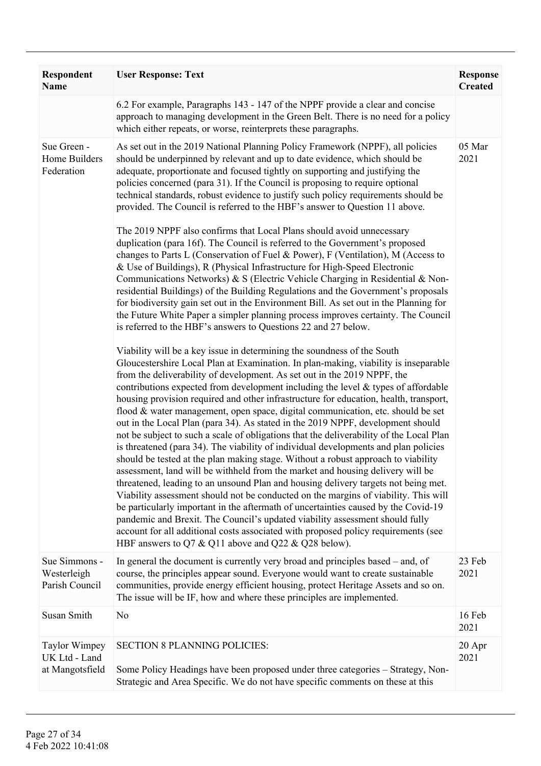| Respondent Name | User Response: Text | Response Created |
|---|---|---|
| | 6.2 For example, Paragraphs 143 - 147 of the NPPF provide a clear and concise approach to managing development in the Green Belt. There is no need for a policy which either repeats, or worse, reinterprets these paragraphs. | |
| Sue Green - Home Builders Federation | As set out in the 2019 National Planning Policy Framework (NPPF), all policies should be underpinned by relevant and up to date evidence, which should be adequate, proportionate and focused tightly on supporting and justifying the policies concerned (para 31). If the Council is proposing to require optional technical standards, robust evidence to justify such policy requirements should be provided. The Council is referred to the HBF's answer to Question 11 above.<br><br>The 2019 NPPF also confirms that Local Plans should avoid unnecessary duplication (para 16f). The Council is referred to the Government's proposed changes to Parts L (Conservation of Fuel & Power), F (Ventilation), M (Access to & Use of Buildings), R (Physical Infrastructure for High-Speed Electronic Communications Networks) & S (Electric Vehicle Charging in Residential & Non-residential Buildings) of the Building Regulations and the Government's proposals for biodiversity gain set out in the Environment Bill. As set out in the Planning for the Future White Paper a simpler planning process improves certainty. The Council is referred to the HBF's answers to Questions 22 and 27 below.<br><br>Viability will be a key issue in determining the soundness of the South Gloucestershire Local Plan at Examination. In plan-making, viability is inseparable from the deliverability of development. As set out in the 2019 NPPF, the contributions expected from development including the level & types of affordable housing provision required and other infrastructure for education, health, transport, flood & water management, open space, digital communication, etc. should be set out in the Local Plan (para 34). As stated in the 2019 NPPF, development should not be subject to such a scale of obligations that the deliverability of the Local Plan is threatened (para 34). The viability of individual developments and plan policies should be tested at the plan making stage. Without a robust approach to viability assessment, land will be withheld from the market and housing delivery will be threatened, leading to an unsound Plan and housing delivery targets not being met. Viability assessment should not be conducted on the margins of viability. This will be particularly important in the aftermath of uncertainties caused by the Covid-19 pandemic and Brexit. The Council's updated viability assessment should fully account for all additional costs associated with proposed policy requirements (see HBF answers to Q7 & Q11 above and Q22 & Q28 below). | 05 Mar 2021 |
| Sue Simmons - Westerleigh Parish Council | In general the document is currently very broad and principles based – and, of course, the principles appear sound. Everyone would want to create sustainable communities, provide energy efficient housing, protect Heritage Assets and so on. The issue will be IF, how and where these principles are implemented. | 23 Feb 2021 |
| Susan Smith | No | 16 Feb 2021 |
| Taylor Wimpey UK Ltd - Land at Mangotsfield | SECTION 8 PLANNING POLICIES:<br><br>Some Policy Headings have been proposed under three categories – Strategy, Non-Strategic and Area Specific. We do not have specific comments on these at this | 20 Apr 2021 |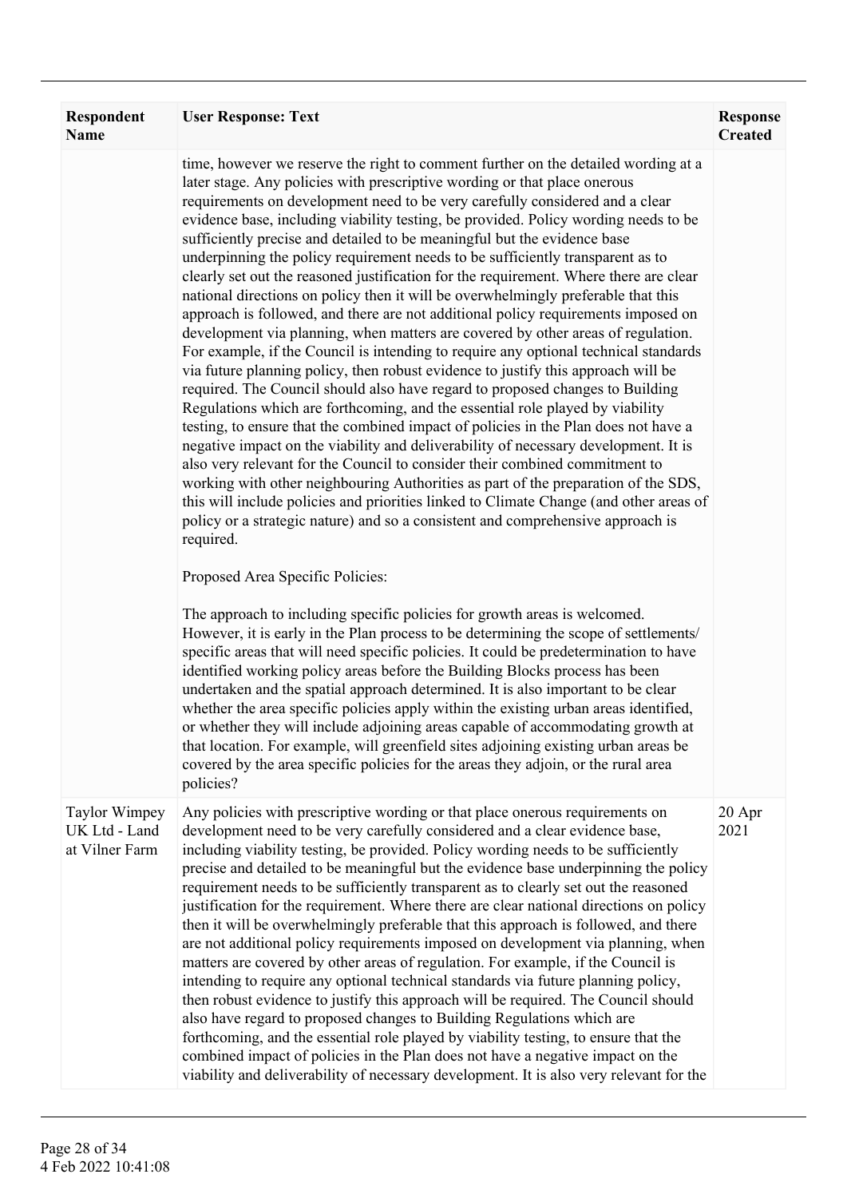| Respondent Name | User Response: Text | Response Created |
|---|---|---|
| | time, however we reserve the right to comment further on the detailed wording at a later stage. Any policies with prescriptive wording or that place onerous requirements on development need to be very carefully considered and a clear evidence base, including viability testing, be provided. Policy wording needs to be sufficiently precise and detailed to be meaningful but the evidence base underpinning the policy requirement needs to be sufficiently transparent as to clearly set out the reasoned justification for the requirement. Where there are clear national directions on policy then it will be overwhelmingly preferable that this approach is followed, and there are not additional policy requirements imposed on development via planning, when matters are covered by other areas of regulation. For example, if the Council is intending to require any optional technical standards via future planning policy, then robust evidence to justify this approach will be required. The Council should also have regard to proposed changes to Building Regulations which are forthcoming, and the essential role played by viability testing, to ensure that the combined impact of policies in the Plan does not have a negative impact on the viability and deliverability of necessary development. It is also very relevant for the Council to consider their combined commitment to working with other neighbouring Authorities as part of the preparation of the SDS, this will include policies and priorities linked to Climate Change (and other areas of policy or a strategic nature) and so a consistent and comprehensive approach is required.<br><br>Proposed Area Specific Policies:<br><br>The approach to including specific policies for growth areas is welcomed. However, it is early in the Plan process to be determining the scope of settlements/ specific areas that will need specific policies. It could be predetermination to have identified working policy areas before the Building Blocks process has been undertaken and the spatial approach determined. It is also important to be clear whether the area specific policies apply within the existing urban areas identified, or whether they will include adjoining areas capable of accommodating growth at that location. For example, will greenfield sites adjoining existing urban areas be covered by the area specific policies for the areas they adjoin, or the rural area policies? | |
| Taylor Wimpey UK Ltd - Land at Vilner Farm | Any policies with prescriptive wording or that place onerous requirements on development need to be very carefully considered and a clear evidence base, including viability testing, be provided. Policy wording needs to be sufficiently precise and detailed to be meaningful but the evidence base underpinning the policy requirement needs to be sufficiently transparent as to clearly set out the reasoned justification for the requirement. Where there are clear national directions on policy then it will be overwhelmingly preferable that this approach is followed, and there are not additional policy requirements imposed on development via planning, when matters are covered by other areas of regulation. For example, if the Council is intending to require any optional technical standards via future planning policy, then robust evidence to justify this approach will be required. The Council should also have regard to proposed changes to Building Regulations which are forthcoming, and the essential role played by viability testing, to ensure that the combined impact of policies in the Plan does not have a negative impact on the viability and deliverability of necessary development. It is also very relevant for the | 20 Apr 2021 |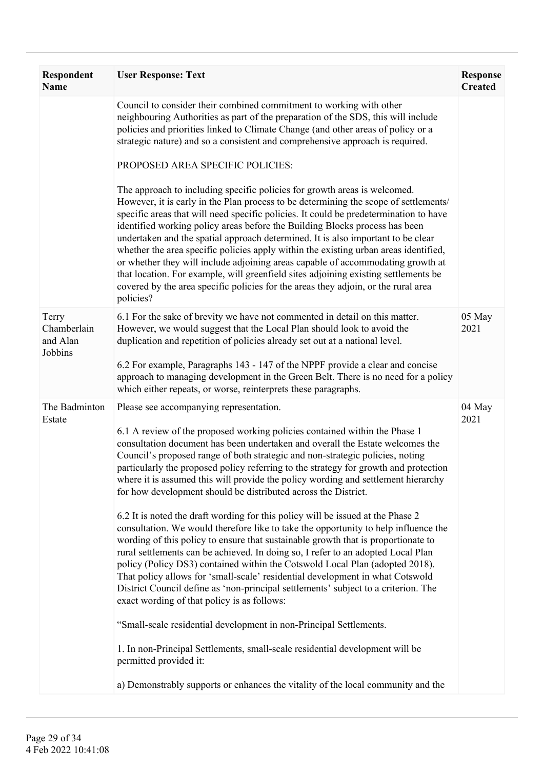| Respondent Name | User Response: Text | Response Created |
|---|---|---|
| | Council to consider their combined commitment to working with other neighbouring Authorities as part of the preparation of the SDS, this will include policies and priorities linked to Climate Change (and other areas of policy or a strategic nature) and so a consistent and comprehensive approach is required.<br><br>PROPOSED AREA SPECIFIC POLICIES:<br><br>The approach to including specific policies for growth areas is welcomed. However, it is early in the Plan process to be determining the scope of settlements/ specific areas that will need specific policies. It could be predetermination to have identified working policy areas before the Building Blocks process has been undertaken and the spatial approach determined. It is also important to be clear whether the area specific policies apply within the existing urban areas identified, or whether they will include adjoining areas capable of accommodating growth at that location. For example, will greenfield sites adjoining existing settlements be covered by the area specific policies for the areas they adjoin, or the rural area policies? | |
| Terry Chamberlain and Alan Jobbins | 6.1 For the sake of brevity we have not commented in detail on this matter. However, we would suggest that the Local Plan should look to avoid the duplication and repetition of policies already set out at a national level.<br><br>6.2 For example, Paragraphs 143 - 147 of the NPPF provide a clear and concise approach to managing development in the Green Belt. There is no need for a policy which either repeats, or worse, reinterprets these paragraphs. | 05 May 2021 |
| The Badminton Estate | Please see accompanying representation.<br><br>6.1 A review of the proposed working policies contained within the Phase 1 consultation document has been undertaken and overall the Estate welcomes the Council's proposed range of both strategic and non-strategic policies, noting particularly the proposed policy referring to the strategy for growth and protection where it is assumed this will provide the policy wording and settlement hierarchy for how development should be distributed across the District.<br><br>6.2 It is noted the draft wording for this policy will be issued at the Phase 2 consultation. We would therefore like to take the opportunity to help influence the wording of this policy to ensure that sustainable growth that is proportionate to rural settlements can be achieved. In doing so, I refer to an adopted Local Plan policy (Policy DS3) contained within the Cotswold Local Plan (adopted 2018). That policy allows for 'small-scale' residential development in what Cotswold District Council define as 'non-principal settlements' subject to a criterion. The exact wording of that policy is as follows:<br><br>"Small-scale residential development in non-Principal Settlements.<br><br>1. In non-Principal Settlements, small-scale residential development will be permitted provided it:<br><br>a) Demonstrably supports or enhances the vitality of the local community and the | 04 May 2021 |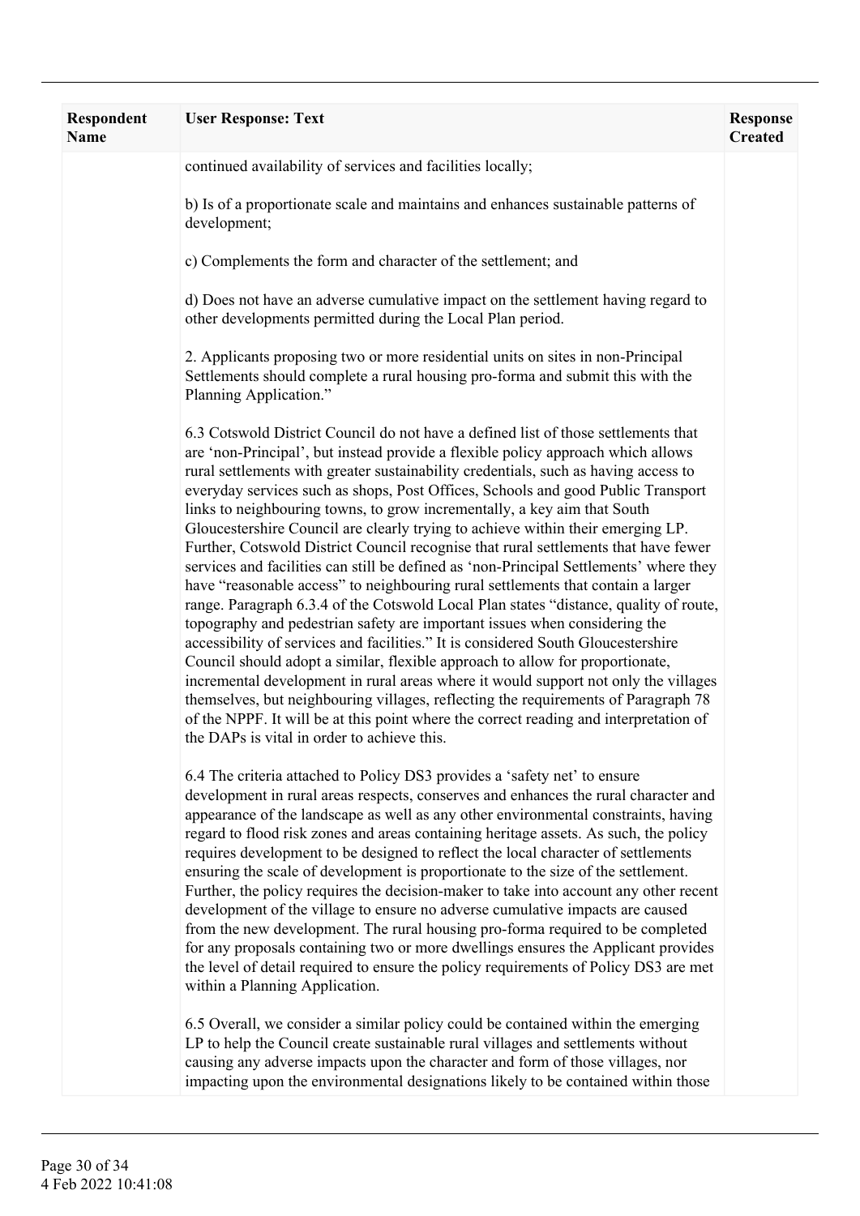| Respondent Name | User Response: Text | Response Created |
|---|---|---|
| | continued availability of services and facilities locally;<br><br>b) Is of a proportionate scale and maintains and enhances sustainable patterns of development;<br><br>c) Complements the form and character of the settlement; and<br><br>d) Does not have an adverse cumulative impact on the settlement having regard to other developments permitted during the Local Plan period.<br><br>2. Applicants proposing two or more residential units on sites in non-Principal Settlements should complete a rural housing pro-forma and submit this with the Planning Application."<br><br>6.3 Cotswold District Council do not have a defined list of those settlements that are 'non-Principal', but instead provide a flexible policy approach which allows rural settlements with greater sustainability credentials, such as having access to everyday services such as shops, Post Offices, Schools and good Public Transport links to neighbouring towns, to grow incrementally, a key aim that South Gloucestershire Council are clearly trying to achieve within their emerging LP. Further, Cotswold District Council recognise that rural settlements that have fewer services and facilities can still be defined as 'non-Principal Settlements' where they have "reasonable access" to neighbouring rural settlements that contain a larger range. Paragraph 6.3.4 of the Cotswold Local Plan states "distance, quality of route, topography and pedestrian safety are important issues when considering the accessibility of services and facilities." It is considered South Gloucestershire Council should adopt a similar, flexible approach to allow for proportionate, incremental development in rural areas where it would support not only the villages themselves, but neighbouring villages, reflecting the requirements of Paragraph 78 of the NPPF. It will be at this point where the correct reading and interpretation of the DAPs is vital in order to achieve this.<br><br>6.4 The criteria attached to Policy DS3 provides a 'safety net' to ensure development in rural areas respects, conserves and enhances the rural character and appearance of the landscape as well as any other environmental constraints, having regard to flood risk zones and areas containing heritage assets. As such, the policy requires development to be designed to reflect the local character of settlements ensuring the scale of development is proportionate to the size of the settlement. Further, the policy requires the decision-maker to take into account any other recent development of the village to ensure no adverse cumulative impacts are caused from the new development. The rural housing pro-forma required to be completed for any proposals containing two or more dwellings ensures the Applicant provides the level of detail required to ensure the policy requirements of Policy DS3 are met within a Planning Application.<br><br>6.5 Overall, we consider a similar policy could be contained within the emerging LP to help the Council create sustainable rural villages and settlements without causing any adverse impacts upon the character and form of those villages, nor impacting upon the environmental designations likely to be contained within those | |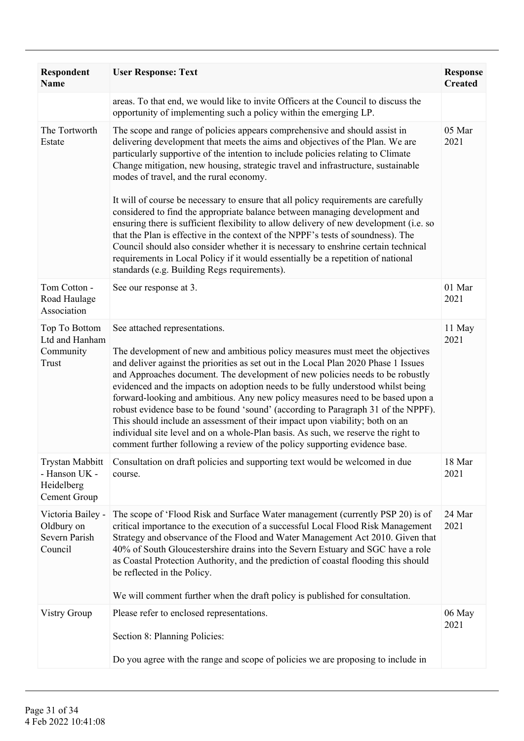| Respondent Name | User Response: Text | Response Created |
|---|---|---|
| | areas. To that end, we would like to invite Officers at the Council to discuss the opportunity of implementing such a policy within the emerging LP. | |
| The Tortworth Estate | The scope and range of policies appears comprehensive and should assist in delivering development that meets the aims and objectives of the Plan. We are particularly supportive of the intention to include policies relating to Climate Change mitigation, new housing, strategic travel and infrastructure, sustainable modes of travel, and the rural economy.<br><br>It will of course be necessary to ensure that all policy requirements are carefully considered to find the appropriate balance between managing development and ensuring there is sufficient flexibility to allow delivery of new development (i.e. so that the Plan is effective in the context of the NPPF's tests of soundness). The Council should also consider whether it is necessary to enshrine certain technical requirements in Local Policy if it would essentially be a repetition of national standards (e.g. Building Regs requirements). | 05 Mar 2021 |
| Tom Cotton - Road Haulage Association | See our response at 3. | 01 Mar 2021 |
| Top To Bottom Ltd and Hanham Community Trust | See attached representations.<br><br>The development of new and ambitious policy measures must meet the objectives and deliver against the priorities as set out in the Local Plan 2020 Phase 1 Issues and Approaches document. The development of new policies needs to be robustly evidenced and the impacts on adoption needs to be fully understood whilst being forward-looking and ambitious. Any new policy measures need to be based upon a robust evidence base to be found 'sound' (according to Paragraph 31 of the NPPF). This should include an assessment of their impact upon viability; both on an individual site level and on a whole-Plan basis. As such, we reserve the right to comment further following a review of the policy supporting evidence base. | 11 May 2021 |
| Trystan Mabbitt - Hanson UK - Heidelberg Cement Group | Consultation on draft policies and supporting text would be welcomed in due course. | 18 Mar 2021 |
| Victoria Bailey - Oldbury on Severn Parish Council | The scope of 'Flood Risk and Surface Water management (currently PSP 20) is of critical importance to the execution of a successful Local Flood Risk Management Strategy and observance of the Flood and Water Management Act 2010. Given that 40% of South Gloucestershire drains into the Severn Estuary and SGC have a role as Coastal Protection Authority, and the prediction of coastal flooding this should be reflected in the Policy.<br><br>We will comment further when the draft policy is published for consultation. | 24 Mar 2021 |
| Vistry Group | Please refer to enclosed representations.<br><br>Section 8: Planning Policies:<br><br>Do you agree with the range and scope of policies we are proposing to include in | 06 May 2021 |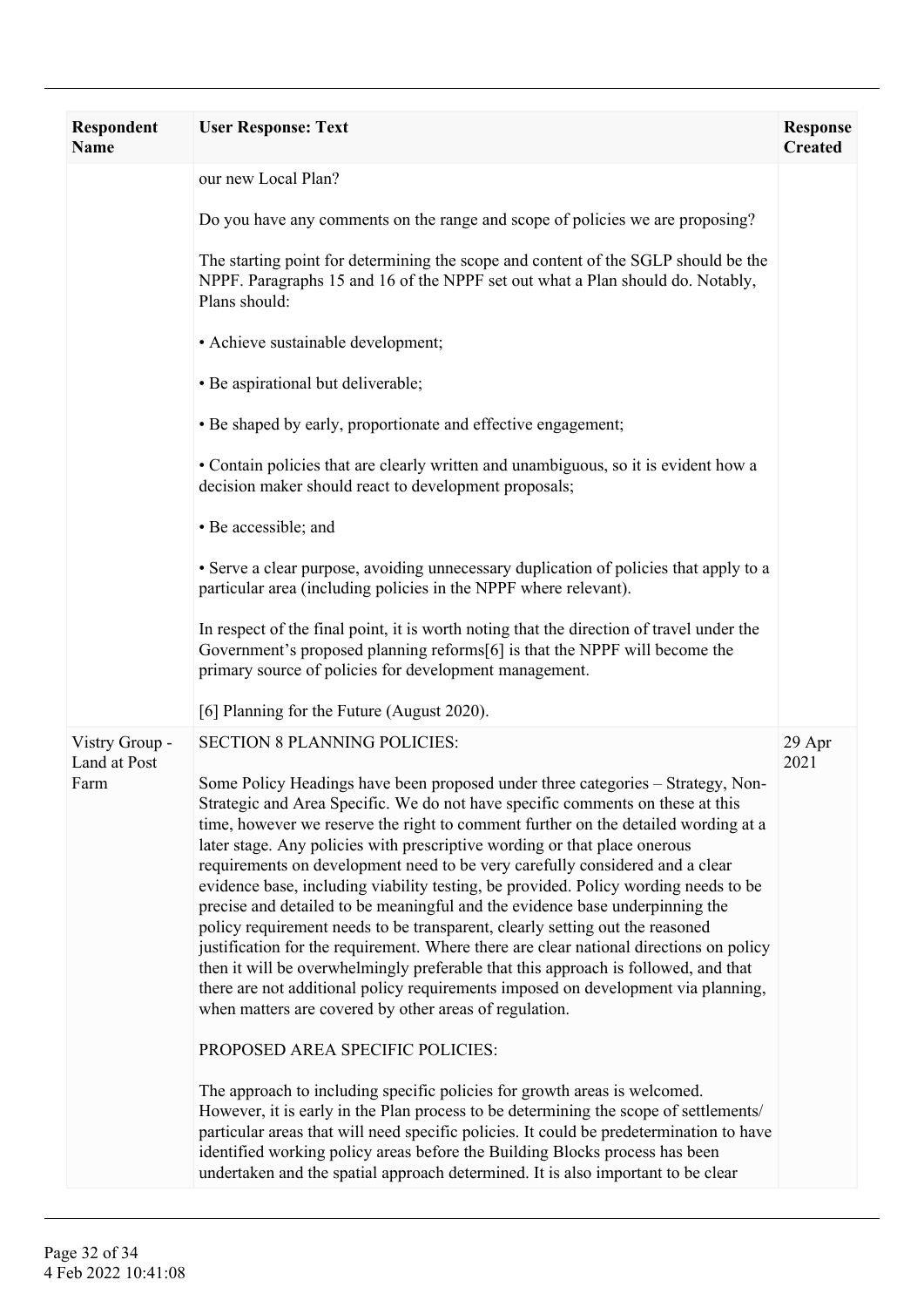| Respondent Name | User Response: Text | Response Created |
|---|---|---|
| | our new Local Plan?<br><br>Do you have any comments on the range and scope of policies we are proposing?<br><br>The starting point for determining the scope and content of the SGLP should be the NPPF. Paragraphs 15 and 16 of the NPPF set out what a Plan should do. Notably, Plans should:<br><br>• Achieve sustainable development;<br><br>• Be aspirational but deliverable;<br><br>• Be shaped by early, proportionate and effective engagement;<br><br>• Contain policies that are clearly written and unambiguous, so it is evident how a decision maker should react to development proposals;<br><br>• Be accessible; and<br><br>• Serve a clear purpose, avoiding unnecessary duplication of policies that apply to a particular area (including policies in the NPPF where relevant).<br><br>In respect of the final point, it is worth noting that the direction of travel under the Government's proposed planning reforms[6] is that the NPPF will become the primary source of policies for development management.<br><br>[6] Planning for the Future (August 2020). | |
| Vistry Group - Land at Post Farm | SECTION 8 PLANNING POLICIES:<br><br>Some Policy Headings have been proposed under three categories – Strategy, Non-Strategic and Area Specific. We do not have specific comments on these at this time, however we reserve the right to comment further on the detailed wording at a later stage. Any policies with prescriptive wording or that place onerous requirements on development need to be very carefully considered and a clear evidence base, including viability testing, be provided. Policy wording needs to be precise and detailed to be meaningful and the evidence base underpinning the policy requirement needs to be transparent, clearly setting out the reasoned justification for the requirement. Where there are clear national directions on policy then it will be overwhelmingly preferable that this approach is followed, and that there are not additional policy requirements imposed on development via planning, when matters are covered by other areas of regulation.<br><br>PROPOSED AREA SPECIFIC POLICIES:<br><br>The approach to including specific policies for growth areas is welcomed. However, it is early in the Plan process to be determining the scope of settlements/ particular areas that will need specific policies. It could be predetermination to have identified working policy areas before the Building Blocks process has been undertaken and the spatial approach determined. It is also important to be clear | 29 Apr 2021 |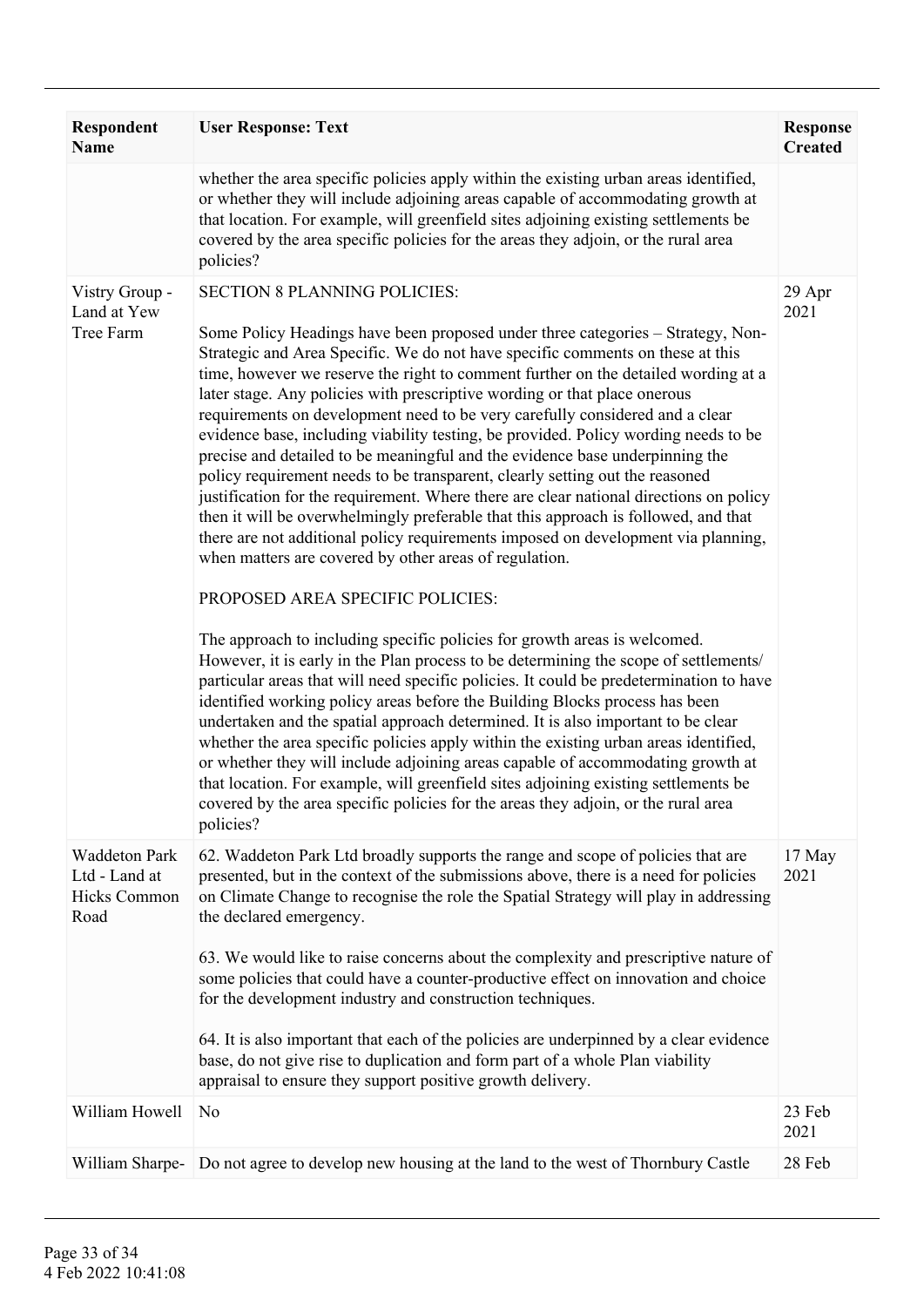| Respondent Name | User Response: Text | Response Created |
|---|---|---|
| | whether the area specific policies apply within the existing urban areas identified, or whether they will include adjoining areas capable of accommodating growth at that location. For example, will greenfield sites adjoining existing settlements be covered by the area specific policies for the areas they adjoin, or the rural area policies? | |
| Vistry Group - Land at Yew Tree Farm | SECTION 8 PLANNING POLICIES:<br><br>Some Policy Headings have been proposed under three categories – Strategy, Non-Strategic and Area Specific. We do not have specific comments on these at this time, however we reserve the right to comment further on the detailed wording at a later stage. Any policies with prescriptive wording or that place onerous requirements on development need to be very carefully considered and a clear evidence base, including viability testing, be provided. Policy wording needs to be precise and detailed to be meaningful and the evidence base underpinning the policy requirement needs to be transparent, clearly setting out the reasoned justification for the requirement. Where there are clear national directions on policy then it will be overwhelmingly preferable that this approach is followed, and that there are not additional policy requirements imposed on development via planning, when matters are covered by other areas of regulation.<br><br>PROPOSED AREA SPECIFIC POLICIES:<br><br>The approach to including specific policies for growth areas is welcomed. However, it is early in the Plan process to be determining the scope of settlements/ particular areas that will need specific policies. It could be predetermination to have identified working policy areas before the Building Blocks process has been undertaken and the spatial approach determined. It is also important to be clear whether the area specific policies apply within the existing urban areas identified, or whether they will include adjoining areas capable of accommodating growth at that location. For example, will greenfield sites adjoining existing settlements be covered by the area specific policies for the areas they adjoin, or the rural area policies? | 29 Apr 2021 |
| Waddeton Park Ltd - Land at Hicks Common Road | 62. Waddeton Park Ltd broadly supports the range and scope of policies that are presented, but in the context of the submissions above, there is a need for policies on Climate Change to recognise the role the Spatial Strategy will play in addressing the declared emergency.<br><br>63. We would like to raise concerns about the complexity and prescriptive nature of some policies that could have a counter-productive effect on innovation and choice for the development industry and construction techniques.<br><br>64. It is also important that each of the policies are underpinned by a clear evidence base, do not give rise to duplication and form part of a whole Plan viability appraisal to ensure they support positive growth delivery. | 17 May 2021 |
| William Howell | No | 23 Feb 2021 |
| William Sharpe- | Do not agree to develop new housing at the land to the west of Thornbury Castle | 28 Feb |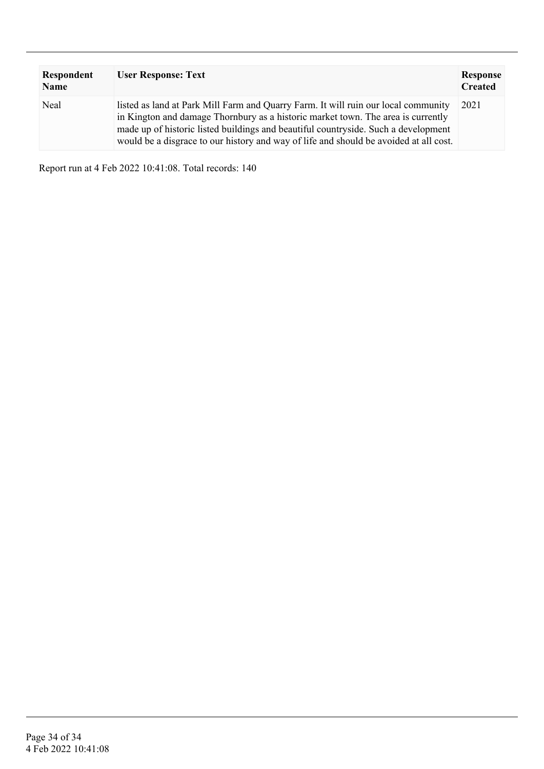| Respondent Name | User Response: Text | Response Created |
|---|---|---|
| Neal | listed as land at Park Mill Farm and Quarry Farm. It will ruin our local community in Kington and damage Thornbury as a historic market town. The area is currently made up of historic listed buildings and beautiful countryside. Such a development would be a disgrace to our history and way of life and should be avoided at all cost. | 2021 |

Report run at 4 Feb 2022 10:41:08. Total records: 140